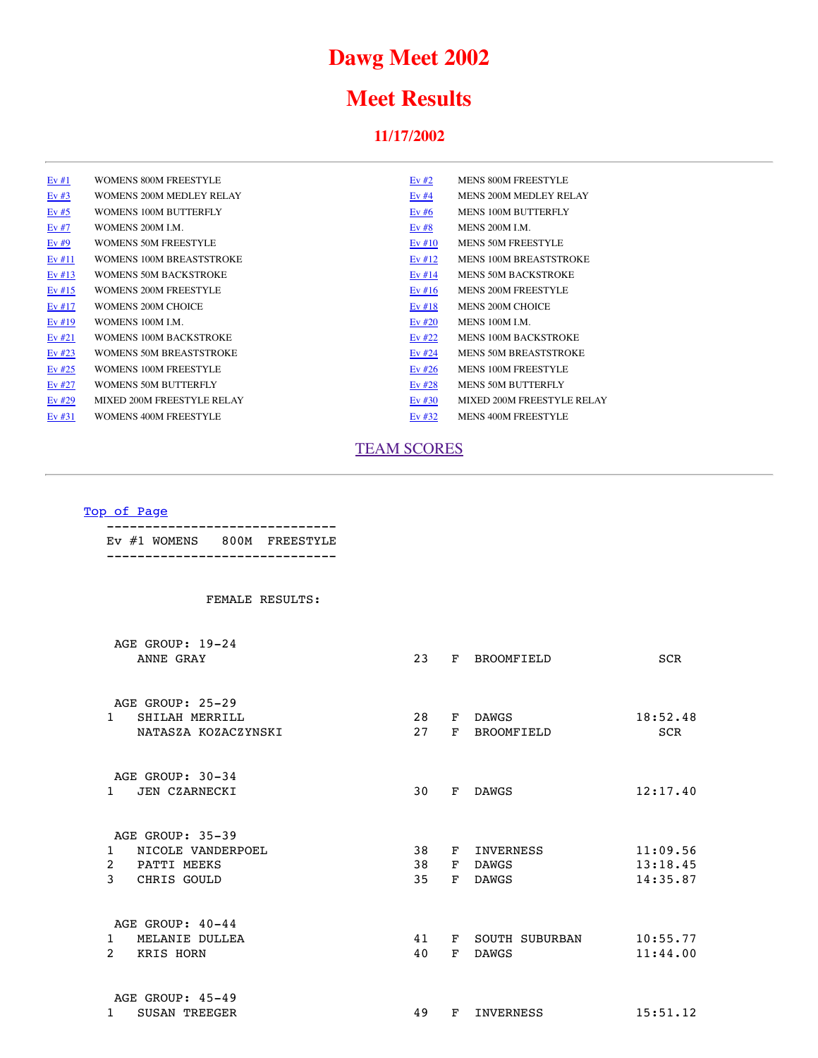# Dawg Meet 2002

# Meet Results

### 11/17/2002

---

| | | | |
|---|---|---|---|
| Ev #1 | WOMENS 800M FREESTYLE | Ev #2 | MENS 800M FREESTYLE |
| Ev #3 | WOMENS 200M MEDLEY RELAY | Ev #4 | MENS 200M MEDLEY RELAY |
| Ev #5 | WOMENS 100M BUTTERFLY | Ev #6 | MENS 100M BUTTERFLY |
| Ev #7 | WOMENS 200M I.M. | Ev #8 | MENS 200M I.M. |
| Ev #9 | WOMENS 50M FREESTYLE | Ev #10 | MENS 50M FREESTYLE |
| Ev #11 | WOMENS 100M BREASTSTROKE | Ev #12 | MENS 100M BREASTSTROKE |
| Ev #13 | WOMENS 50M BACKSTROKE | Ev #14 | MENS 50M BACKSTROKE |
| Ev #15 | WOMENS 200M FREESTYLE | Ev #16 | MENS 200M FREESTYLE |
| Ev #17 | WOMENS 200M CHOICE | Ev #18 | MENS 200M CHOICE |
| Ev #19 | WOMENS 100M I.M. | Ev #20 | MENS 100M I.M. |
| Ev #21 | WOMENS 100M BACKSTROKE | Ev #22 | MENS 100M BACKSTROKE |
| Ev #23 | WOMENS 50M BREASTSTROKE | Ev #24 | MENS 50M BREASTSTROKE |
| Ev #25 | WOMENS 100M FREESTYLE | Ev #26 | MENS 100M FREESTYLE |
| Ev #27 | WOMENS 50M BUTTERFLY | Ev #28 | MENS 50M BUTTERFLY |
| Ev #29 | MIXED 200M FREESTYLE RELAY | Ev #30 | MIXED 200M FREESTYLE RELAY |
| Ev #31 | WOMENS 400M FREESTYLE | Ev #32 | MENS 400M FREESTYLE |

TEAM SCORES

---

Top of Page

```
------------------------------
Ev #1 WOMENS   800M  FREESTYLE
------------------------------


          FEMALE RESULTS:


 AGE GROUP: 19-24
    ANNE GRAY                          23   F  BROOMFIELD           SCR


 AGE GROUP: 25-29
1   SHILAH MERRILL                     28   F  DAWGS             18:52.48
    NATASZA KOZACZYNSKI                27   F  BROOMFIELD           SCR


 AGE GROUP: 30-34
1   JEN CZARNECKI                      30   F  DAWGS             12:17.40


 AGE GROUP: 35-39
1   NICOLE VANDERPOEL                  38   F  INVERNESS         11:09.56
2   PATTI MEEKS                        38   F  DAWGS             13:18.45
3   CHRIS GOULD                        35   F  DAWGS             14:35.87


 AGE GROUP: 40-44
1   MELANIE DULLEA                     41   F  SOUTH SUBURBAN    10:55.77
2   KRIS HORN                          40   F  DAWGS             11:44.00


 AGE GROUP: 45-49
1   SUSAN TREEGER                      49   F  INVERNESS         15:51.12
```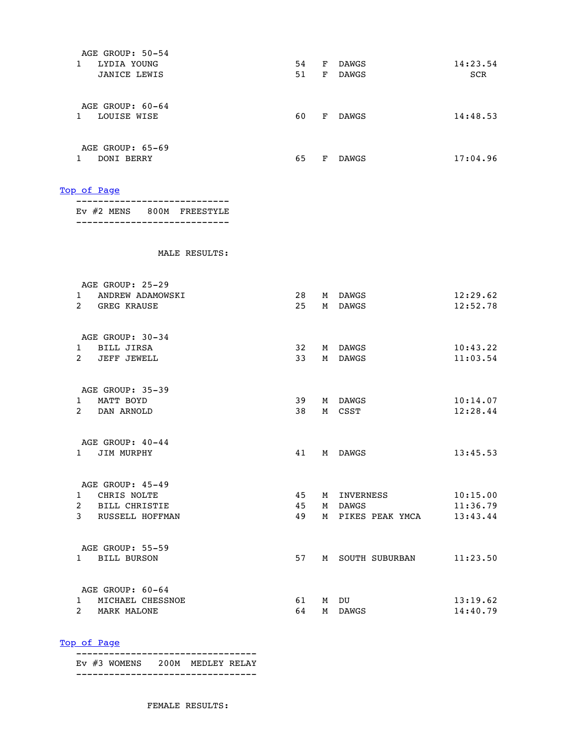AGE GROUP: 50-54

| | | | | | |
|---|---|---|---|---|---|
| 1 | LYDIA YOUNG | 54 | F | DAWGS | 14:23.54 |
| | JANICE LEWIS | 51 | F | DAWGS | SCR |

AGE GROUP: 60-64

| | | | | | |
|---|---|---|---|---|---|
| 1 | LOUISE WISE | 60 | F | DAWGS | 14:48.53 |

AGE GROUP: 65-69

| | | | | | |
|---|---|---|---|---|---|
| 1 | DONI BERRY | 65 | F | DAWGS | 17:04.96 |

Top of Page

---

Ev #2 MENS 800M FREESTYLE

---

MALE RESULTS:

AGE GROUP: 25-29

| | | | | | |
|---|---|---|---|---|---|
| 1 | ANDREW ADAMOWSKI | 28 | M | DAWGS | 12:29.62 |
| 2 | GREG KRAUSE | 25 | M | DAWGS | 12:52.78 |

AGE GROUP: 30-34

| | | | | | |
|---|---|---|---|---|---|
| 1 | BILL JIRSA | 32 | M | DAWGS | 10:43.22 |
| 2 | JEFF JEWELL | 33 | M | DAWGS | 11:03.54 |

AGE GROUP: 35-39

| | | | | | |
|---|---|---|---|---|---|
| 1 | MATT BOYD | 39 | M | DAWGS | 10:14.07 |
| 2 | DAN ARNOLD | 38 | M | CSST | 12:28.44 |

AGE GROUP: 40-44

| | | | | | |
|---|---|---|---|---|---|
| 1 | JIM MURPHY | 41 | M | DAWGS | 13:45.53 |

AGE GROUP: 45-49

| | | | | | |
|---|---|---|---|---|---|
| 1 | CHRIS NOLTE | 45 | M | INVERNESS | 10:15.00 |
| 2 | BILL CHRISTIE | 45 | M | DAWGS | 11:36.79 |
| 3 | RUSSELL HOFFMAN | 49 | M | PIKES PEAK YMCA | 13:43.44 |

AGE GROUP: 55-59

| | | | | | |
|---|---|---|---|---|---|
| 1 | BILL BURSON | 57 | M | SOUTH SUBURBAN | 11:23.50 |

AGE GROUP: 60-64

| | | | | | |
|---|---|---|---|---|---|
| 1 | MICHAEL CHESSNOE | 61 | M | DU | 13:19.62 |
| 2 | MARK MALONE | 64 | M | DAWGS | 14:40.79 |

Top of Page

---

Ev #3 WOMENS 200M MEDLEY RELAY

---

FEMALE RESULTS: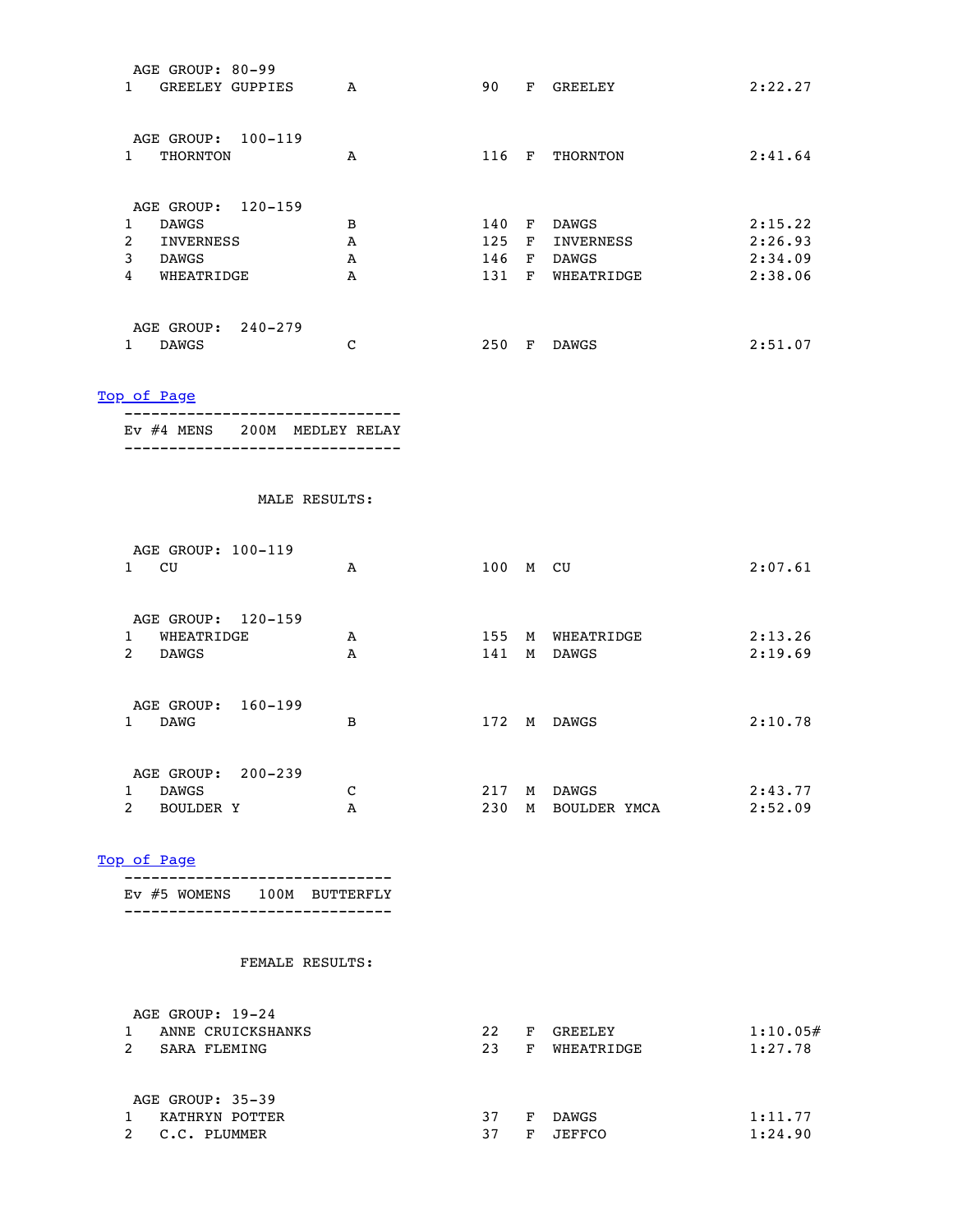AGE GROUP: 80-99

| | | | | | | |
|---|---|---|---|---|---|---|
| 1 | GREELEY GUPPIES | A | 90 | F | GREELEY | 2:22.27 |

AGE GROUP: 100-119

| | | | | | | |
|---|---|---|---|---|---|---|
| 1 | THORNTON | A | 116 | F | THORNTON | 2:41.64 |

AGE GROUP: 120-159

| | | | | | | |
|---|---|---|---|---|---|---|
| 1 | DAWGS | B | 140 | F | DAWGS | 2:15.22 |
| 2 | INVERNESS | A | 125 | F | INVERNESS | 2:26.93 |
| 3 | DAWGS | A | 146 | F | DAWGS | 2:34.09 |
| 4 | WHEATRIDGE | A | 131 | F | WHEATRIDGE | 2:38.06 |

AGE GROUP: 240-279

| | | | | | | |
|---|---|---|---|---|---|---|
| 1 | DAWGS | C | 250 | F | DAWGS | 2:51.07 |

[Top of Page]

---

Ev #4 MENS 200M MEDLEY RELAY

---

MALE RESULTS:

AGE GROUP: 100-119

| | | | | | | |
|---|---|---|---|---|---|---|
| 1 | CU | A | 100 | M | CU | 2:07.61 |

AGE GROUP: 120-159

| | | | | | | |
|---|---|---|---|---|---|---|
| 1 | WHEATRIDGE | A | 155 | M | WHEATRIDGE | 2:13.26 |
| 2 | DAWGS | A | 141 | M | DAWGS | 2:19.69 |

AGE GROUP: 160-199

| | | | | | | |
|---|---|---|---|---|---|---|
| 1 | DAWG | B | 172 | M | DAWGS | 2:10.78 |

AGE GROUP: 200-239

| | | | | | | |
|---|---|---|---|---|---|---|
| 1 | DAWGS | C | 217 | M | DAWGS | 2:43.77 |
| 2 | BOULDER Y | A | 230 | M | BOULDER YMCA | 2:52.09 |

[Top of Page]

---

Ev #5 WOMENS 100M BUTTERFLY

---

FEMALE RESULTS:

AGE GROUP: 19-24

| | | | | | |
|---|---|---|---|---|---|
| 1 | ANNE CRUICKSHANKS | 22 | F | GREELEY | 1:10.05# |
| 2 | SARA FLEMING | 23 | F | WHEATRIDGE | 1:27.78 |

AGE GROUP: 35-39

| | | | | | |
|---|---|---|---|---|---|
| 1 | KATHRYN POTTER | 37 | F | DAWGS | 1:11.77 |
| 2 | C.C. PLUMMER | 37 | F | JEFFCO | 1:24.90 |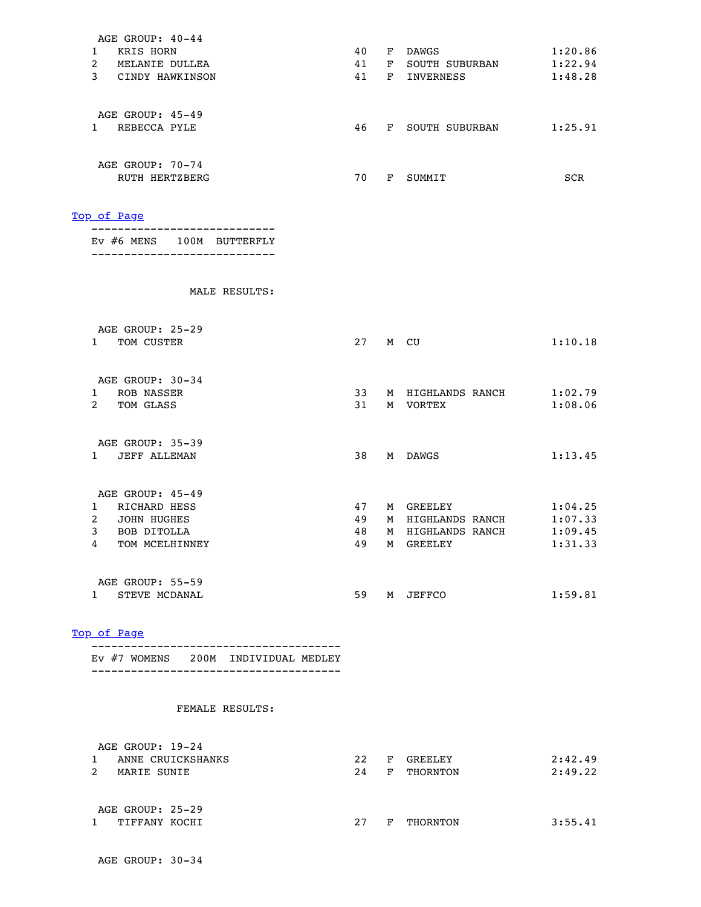AGE GROUP: 40-44

| | | | | | |
|---|---|---|---|---|---|
| 1 | KRIS HORN | 40 | F | DAWGS | 1:20.86 |
| 2 | MELANIE DULLEA | 41 | F | SOUTH SUBURBAN | 1:22.94 |
| 3 | CINDY HAWKINSON | 41 | F | INVERNESS | 1:48.28 |

AGE GROUP: 45-49

| | | | | | |
|---|---|---|---|---|---|
| 1 | REBECCA PYLE | 46 | F | SOUTH SUBURBAN | 1:25.91 |

AGE GROUP: 70-74

| | | | | | |
|---|---|---|---|---|---|
| | RUTH HERTZBERG | 70 | F | SUMMIT | SCR |

Top of Page

---------------------------
Ev #6 MENS 100M BUTTERFLY
---------------------------

MALE RESULTS:

AGE GROUP: 25-29

| | | | | | |
|---|---|---|---|---|---|
| 1 | TOM CUSTER | 27 | M | CU | 1:10.18 |

AGE GROUP: 30-34

| | | | | | |
|---|---|---|---|---|---|
| 1 | ROB NASSER | 33 | M | HIGHLANDS RANCH | 1:02.79 |
| 2 | TOM GLASS | 31 | M | VORTEX | 1:08.06 |

AGE GROUP: 35-39

| | | | | | |
|---|---|---|---|---|---|
| 1 | JEFF ALLEMAN | 38 | M | DAWGS | 1:13.45 |

AGE GROUP: 45-49

| | | | | | |
|---|---|---|---|---|---|
| 1 | RICHARD HESS | 47 | M | GREELEY | 1:04.25 |
| 2 | JOHN HUGHES | 49 | M | HIGHLANDS RANCH | 1:07.33 |
| 3 | BOB DITOLLA | 48 | M | HIGHLANDS RANCH | 1:09.45 |
| 4 | TOM MCELHINNEY | 49 | M | GREELEY | 1:31.33 |

AGE GROUP: 55-59

| | | | | | |
|---|---|---|---|---|---|
| 1 | STEVE MCDANAL | 59 | M | JEFFCO | 1:59.81 |

Top of Page

-------------------------------------
Ev #7 WOMENS 200M INDIVIDUAL MEDLEY
-------------------------------------

FEMALE RESULTS:

AGE GROUP: 19-24

| | | | | | |
|---|---|---|---|---|---|
| 1 | ANNE CRUICKSHANKS | 22 | F | GREELEY | 2:42.49 |
| 2 | MARIE SUNIE | 24 | F | THORNTON | 2:49.22 |

AGE GROUP: 25-29

| | | | | | |
|---|---|---|---|---|---|
| 1 | TIFFANY KOCHI | 27 | F | THORNTON | 3:55.41 |

AGE GROUP: 30-34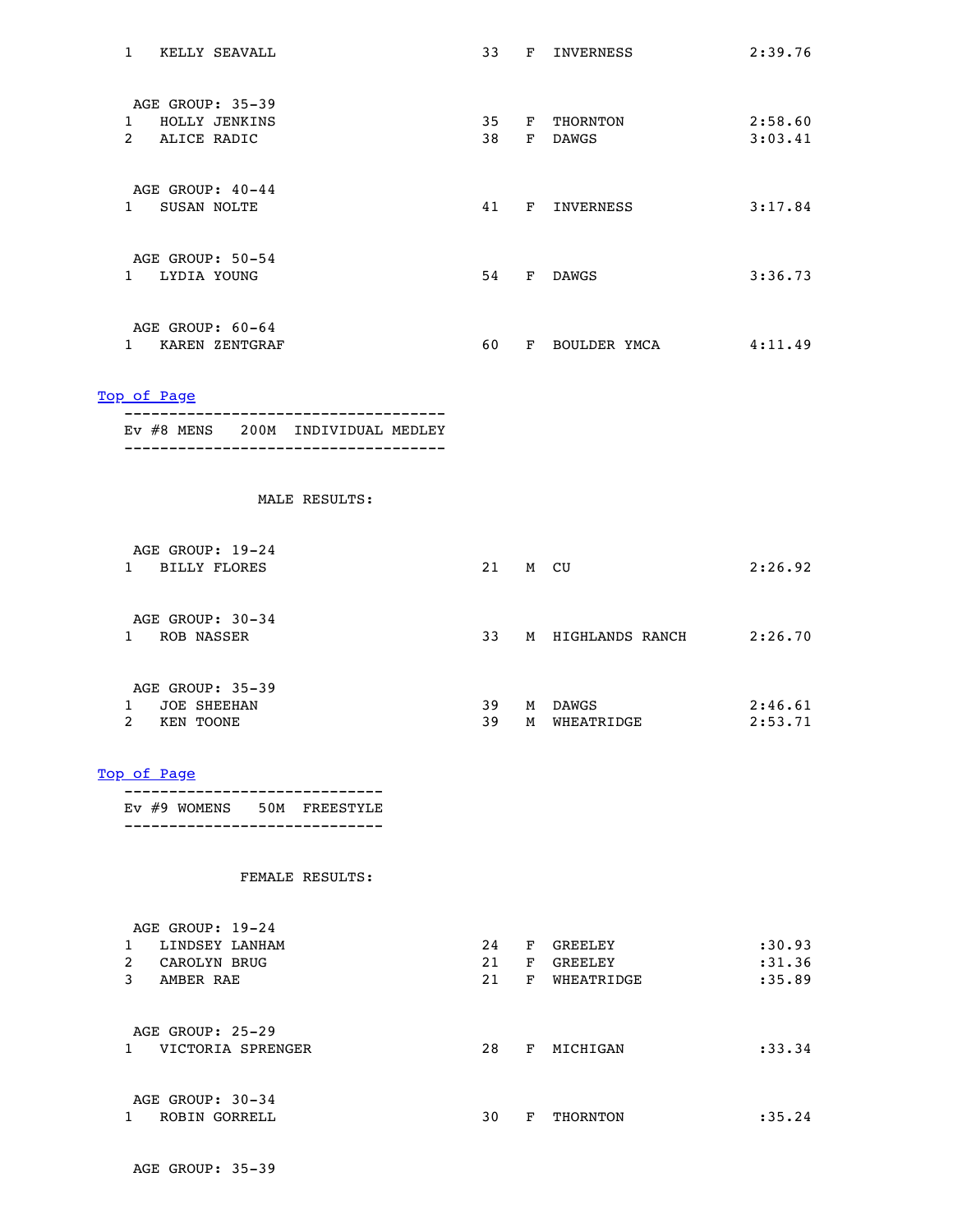| | | | | | |
|---|---|---|---|---|---|
| 1 | KELLY SEAVALL | 33 | F | INVERNESS | 2:39.76 |

AGE GROUP: 35-39

| | | | | | |
|---|---|---|---|---|---|
| 1 | HOLLY JENKINS | 35 | F | THORNTON | 2:58.60 |
| 2 | ALICE RADIC | 38 | F | DAWGS | 3:03.41 |

AGE GROUP: 40-44

| | | | | | |
|---|---|---|---|---|---|
| 1 | SUSAN NOLTE | 41 | F | INVERNESS | 3:17.84 |

AGE GROUP: 50-54

| | | | | | |
|---|---|---|---|---|---|
| 1 | LYDIA YOUNG | 54 | F | DAWGS | 3:36.73 |

AGE GROUP: 60-64

| | | | | | |
|---|---|---|---|---|---|
| 1 | KAREN ZENTGRAF | 60 | F | BOULDER YMCA | 4:11.49 |

Top of Page

## Ev #8 MENS 200M INDIVIDUAL MEDLEY

MALE RESULTS:

AGE GROUP: 19-24

| | | | | | |
|---|---|---|---|---|---|
| 1 | BILLY FLORES | 21 | M | CU | 2:26.92 |

AGE GROUP: 30-34

| | | | | | |
|---|---|---|---|---|---|
| 1 | ROB NASSER | 33 | M | HIGHLANDS RANCH | 2:26.70 |

AGE GROUP: 35-39

| | | | | | |
|---|---|---|---|---|---|
| 1 | JOE SHEEHAN | 39 | M | DAWGS | 2:46.61 |
| 2 | KEN TOONE | 39 | M | WHEATRIDGE | 2:53.71 |

Top of Page

## Ev #9 WOMENS 50M FREESTYLE

FEMALE RESULTS:

AGE GROUP: 19-24

| | | | | | |
|---|---|---|---|---|---|
| 1 | LINDSEY LANHAM | 24 | F | GREELEY | :30.93 |
| 2 | CAROLYN BRUG | 21 | F | GREELEY | :31.36 |
| 3 | AMBER RAE | 21 | F | WHEATRIDGE | :35.89 |

AGE GROUP: 25-29

| | | | | | |
|---|---|---|---|---|---|
| 1 | VICTORIA SPRENGER | 28 | F | MICHIGAN | :33.34 |

AGE GROUP: 30-34

| | | | | | |
|---|---|---|---|---|---|
| 1 | ROBIN GORRELL | 30 | F | THORNTON | :35.24 |

AGE GROUP: 35-39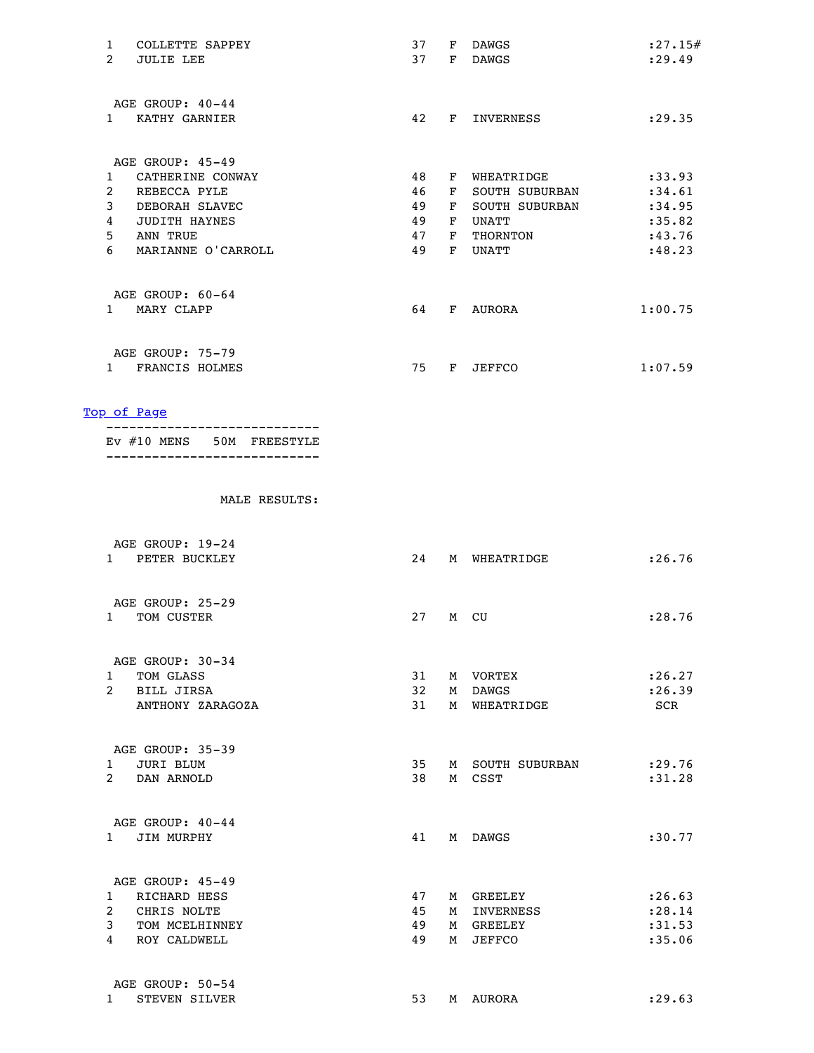| | | | | | |
|---|---|---|---|---|---|
| 1 | COLLETTE SAPPEY | 37 | F | DAWGS | :27.15# |
| 2 | JULIE LEE | 37 | F | DAWGS | :29.49 |

AGE GROUP: 40-44

| | | | | | |
|---|---|---|---|---|---|
| 1 | KATHY GARNIER | 42 | F | INVERNESS | :29.35 |

AGE GROUP: 45-49

| | | | | | |
|---|---|---|---|---|---|
| 1 | CATHERINE CONWAY | 48 | F | WHEATRIDGE | :33.93 |
| 2 | REBECCA PYLE | 46 | F | SOUTH SUBURBAN | :34.61 |
| 3 | DEBORAH SLAVEC | 49 | F | SOUTH SUBURBAN | :34.95 |
| 4 | JUDITH HAYNES | 49 | F | UNATT | :35.82 |
| 5 | ANN TRUE | 47 | F | THORNTON | :43.76 |
| 6 | MARIANNE O'CARROLL | 49 | F | UNATT | :48.23 |

AGE GROUP: 60-64

| | | | | | |
|---|---|---|---|---|---|
| 1 | MARY CLAPP | 64 | F | AURORA | 1:00.75 |

AGE GROUP: 75-79

| | | | | | |
|---|---|---|---|---|---|
| 1 | FRANCIS HOLMES | 75 | F | JEFFCO | 1:07.59 |

Top of Page

---

Ev #10 MENS 50M FREESTYLE

---

MALE RESULTS:

AGE GROUP: 19-24

| | | | | | |
|---|---|---|---|---|---|
| 1 | PETER BUCKLEY | 24 | M | WHEATRIDGE | :26.76 |

AGE GROUP: 25-29

| | | | | | |
|---|---|---|---|---|---|
| 1 | TOM CUSTER | 27 | M | CU | :28.76 |

AGE GROUP: 30-34

| | | | | | |
|---|---|---|---|---|---|
| 1 | TOM GLASS | 31 | M | VORTEX | :26.27 |
| 2 | BILL JIRSA | 32 | M | DAWGS | :26.39 |
| | ANTHONY ZARAGOZA | 31 | M | WHEATRIDGE | SCR |

AGE GROUP: 35-39

| | | | | | |
|---|---|---|---|---|---|
| 1 | JURI BLUM | 35 | M | SOUTH SUBURBAN | :29.76 |
| 2 | DAN ARNOLD | 38 | M | CSST | :31.28 |

AGE GROUP: 40-44

| | | | | | |
|---|---|---|---|---|---|
| 1 | JIM MURPHY | 41 | M | DAWGS | :30.77 |

AGE GROUP: 45-49

| | | | | | |
|---|---|---|---|---|---|
| 1 | RICHARD HESS | 47 | M | GREELEY | :26.63 |
| 2 | CHRIS NOLTE | 45 | M | INVERNESS | :28.14 |
| 3 | TOM MCELHINNEY | 49 | M | GREELEY | :31.53 |
| 4 | ROY CALDWELL | 49 | M | JEFFCO | :35.06 |

AGE GROUP: 50-54

| | | | | | |
|---|---|---|---|---|---|
| 1 | STEVEN SILVER | 53 | M | AURORA | :29.63 |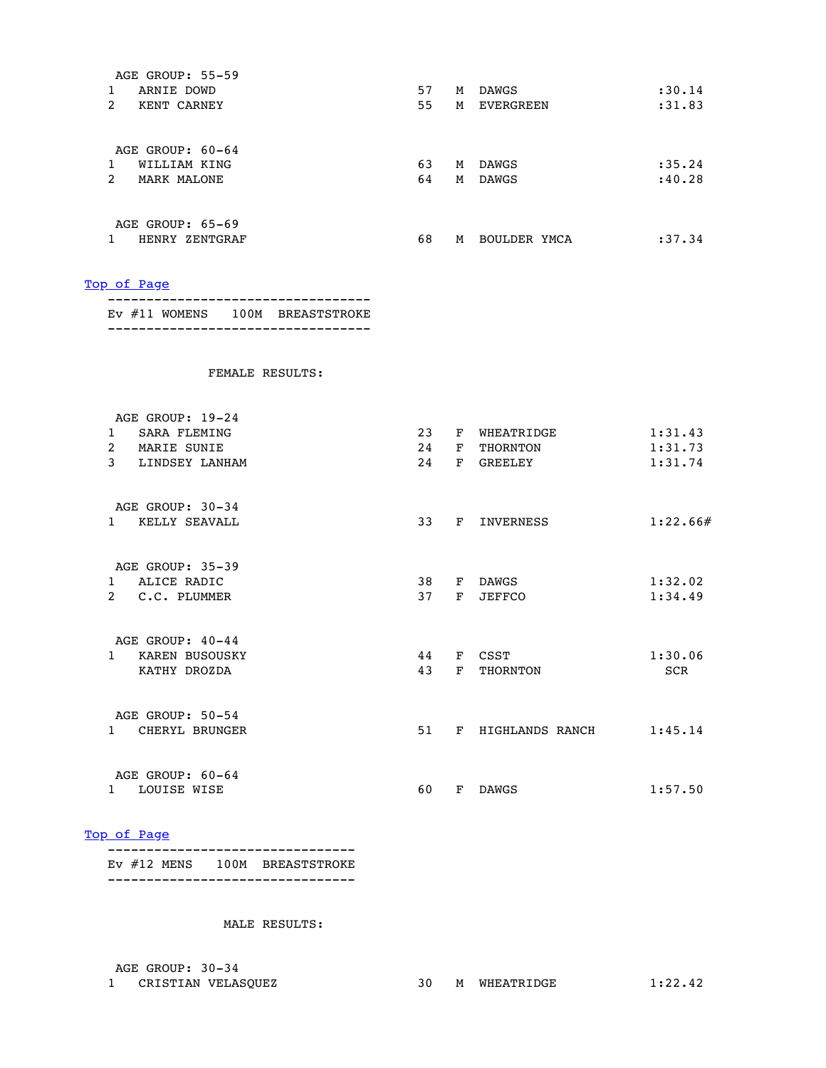AGE GROUP: 55-59

| Place | Name | Age | Sex | Team | Time |
|---|---|---|---|---|---|
| 1 | ARNIE DOWD | 57 | M | DAWGS | :30.14 |
| 2 | KENT CARNEY | 55 | M | EVERGREEN | :31.83 |

AGE GROUP: 60-64

| Place | Name | Age | Sex | Team | Time |
|---|---|---|---|---|---|
| 1 | WILLIAM KING | 63 | M | DAWGS | :35.24 |
| 2 | MARK MALONE | 64 | M | DAWGS | :40.28 |

AGE GROUP: 65-69

| Place | Name | Age | Sex | Team | Time |
|---|---|---|---|---|---|
| 1 | HENRY ZENTGRAF | 68 | M | BOULDER YMCA | :37.34 |

Top of Page

## Ev #11 WOMENS 100M BREASTSTROKE

FEMALE RESULTS:

AGE GROUP: 19-24

| Place | Name | Age | Sex | Team | Time |
|---|---|---|---|---|---|
| 1 | SARA FLEMING | 23 | F | WHEATRIDGE | 1:31.43 |
| 2 | MARIE SUNIE | 24 | F | THORNTON | 1:31.73 |
| 3 | LINDSEY LANHAM | 24 | F | GREELEY | 1:31.74 |

AGE GROUP: 30-34

| Place | Name | Age | Sex | Team | Time |
|---|---|---|---|---|---|
| 1 | KELLY SEAVALL | 33 | F | INVERNESS | 1:22.66# |

AGE GROUP: 35-39

| Place | Name | Age | Sex | Team | Time |
|---|---|---|---|---|---|
| 1 | ALICE RADIC | 38 | F | DAWGS | 1:32.02 |
| 2 | C.C. PLUMMER | 37 | F | JEFFCO | 1:34.49 |

AGE GROUP: 40-44

| Place | Name | Age | Sex | Team | Time |
|---|---|---|---|---|---|
| 1 | KAREN BUSOUSKY | 44 | F | CSST | 1:30.06 |
| | KATHY DROZDA | 43 | F | THORNTON | SCR |

AGE GROUP: 50-54

| Place | Name | Age | Sex | Team | Time |
|---|---|---|---|---|---|
| 1 | CHERYL BRUNGER | 51 | F | HIGHLANDS RANCH | 1:45.14 |

AGE GROUP: 60-64

| Place | Name | Age | Sex | Team | Time |
|---|---|---|---|---|---|
| 1 | LOUISE WISE | 60 | F | DAWGS | 1:57.50 |

Top of Page

## Ev #12 MENS 100M BREASTSTROKE

MALE RESULTS:

AGE GROUP: 30-34

| Place | Name | Age | Sex | Team | Time |
|---|---|---|---|---|---|
| 1 | CRISTIAN VELASQUEZ | 30 | M | WHEATRIDGE | 1:22.42 |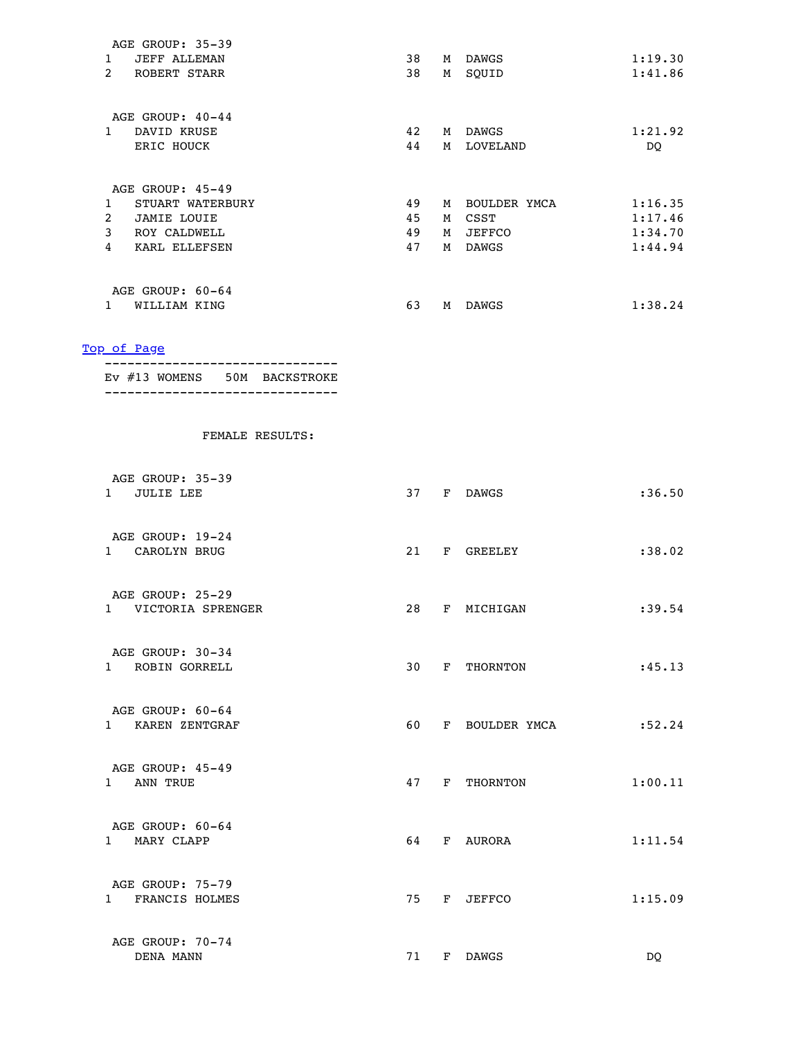AGE GROUP: 35-39

| | | | | | |
|---|---|---|---|---|---|
| 1 | JEFF ALLEMAN | 38 | M | DAWGS | 1:19.30 |
| 2 | ROBERT STARR | 38 | M | SQUID | 1:41.86 |

AGE GROUP: 40-44

| | | | | | |
|---|---|---|---|---|---|
| 1 | DAVID KRUSE | 42 | M | DAWGS | 1:21.92 |
| | ERIC HOUCK | 44 | M | LOVELAND | DQ |

AGE GROUP: 45-49

| | | | | | |
|---|---|---|---|---|---|
| 1 | STUART WATERBURY | 49 | M | BOULDER YMCA | 1:16.35 |
| 2 | JAMIE LOUIE | 45 | M | CSST | 1:17.46 |
| 3 | ROY CALDWELL | 49 | M | JEFFCO | 1:34.70 |
| 4 | KARL ELLEFSEN | 47 | M | DAWGS | 1:44.94 |

AGE GROUP: 60-64

| | | | | | |
|---|---|---|---|---|---|
| 1 | WILLIAM KING | 63 | M | DAWGS | 1:38.24 |

[Top of Page]

-------------------------------
Ev #13 WOMENS 50M BACKSTROKE
-------------------------------

FEMALE RESULTS:

AGE GROUP: 35-39

| | | | | | |
|---|---|---|---|---|---|
| 1 | JULIE LEE | 37 | F | DAWGS | :36.50 |

AGE GROUP: 19-24

| | | | | | |
|---|---|---|---|---|---|
| 1 | CAROLYN BRUG | 21 | F | GREELEY | :38.02 |

AGE GROUP: 25-29

| | | | | | |
|---|---|---|---|---|---|
| 1 | VICTORIA SPRENGER | 28 | F | MICHIGAN | :39.54 |

AGE GROUP: 30-34

| | | | | | |
|---|---|---|---|---|---|
| 1 | ROBIN GORRELL | 30 | F | THORNTON | :45.13 |

AGE GROUP: 60-64

| | | | | | |
|---|---|---|---|---|---|
| 1 | KAREN ZENTGRAF | 60 | F | BOULDER YMCA | :52.24 |

AGE GROUP: 45-49

| | | | | | |
|---|---|---|---|---|---|
| 1 | ANN TRUE | 47 | F | THORNTON | 1:00.11 |

AGE GROUP: 60-64

| | | | | | |
|---|---|---|---|---|---|
| 1 | MARY CLAPP | 64 | F | AURORA | 1:11.54 |

AGE GROUP: 75-79

| | | | | | |
|---|---|---|---|---|---|
| 1 | FRANCIS HOLMES | 75 | F | JEFFCO | 1:15.09 |

AGE GROUP: 70-74

| | | | | | |
|---|---|---|---|---|---|
| | DENA MANN | 71 | F | DAWGS | DQ |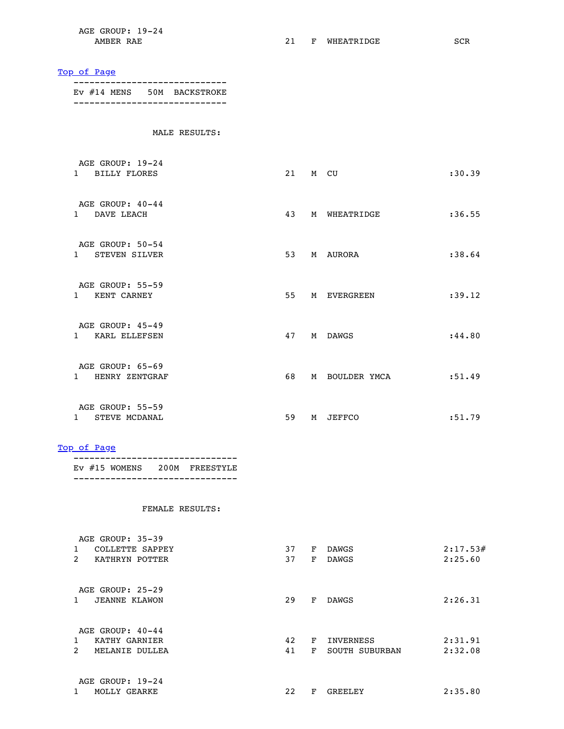AGE GROUP: 19-24

| | Name | Age | Sex | Team | Time |
|---|---|---|---|---|---|
| | AMBER RAE | 21 | F | WHEATRIDGE | SCR |

Top of Page

-----------------------------

Ev #14 MENS 50M BACKSTROKE

-----------------------------

MALE RESULTS:

AGE GROUP: 19-24

| Place | Name | Age | Sex | Team | Time |
|---|---|---|---|---|---|
| 1 | BILLY FLORES | 21 | M | CU | :30.39 |

AGE GROUP: 40-44

| Place | Name | Age | Sex | Team | Time |
|---|---|---|---|---|---|
| 1 | DAVE LEACH | 43 | M | WHEATRIDGE | :36.55 |

AGE GROUP: 50-54

| Place | Name | Age | Sex | Team | Time |
|---|---|---|---|---|---|
| 1 | STEVEN SILVER | 53 | M | AURORA | :38.64 |

AGE GROUP: 55-59

| Place | Name | Age | Sex | Team | Time |
|---|---|---|---|---|---|
| 1 | KENT CARNEY | 55 | M | EVERGREEN | :39.12 |

AGE GROUP: 45-49

| Place | Name | Age | Sex | Team | Time |
|---|---|---|---|---|---|
| 1 | KARL ELLEFSEN | 47 | M | DAWGS | :44.80 |

AGE GROUP: 65-69

| Place | Name | Age | Sex | Team | Time |
|---|---|---|---|---|---|
| 1 | HENRY ZENTGRAF | 68 | M | BOULDER YMCA | :51.49 |

AGE GROUP: 55-59

| Place | Name | Age | Sex | Team | Time |
|---|---|---|---|---|---|
| 1 | STEVE MCDANAL | 59 | M | JEFFCO | :51.79 |

Top of Page

-------------------------------

Ev #15 WOMENS 200M FREESTYLE

-------------------------------

FEMALE RESULTS:

AGE GROUP: 35-39

| Place | Name | Age | Sex | Team | Time |
|---|---|---|---|---|---|
| 1 | COLLETTE SAPPEY | 37 | F | DAWGS | 2:17.53# |
| 2 | KATHRYN POTTER | 37 | F | DAWGS | 2:25.60 |

AGE GROUP: 25-29

| Place | Name | Age | Sex | Team | Time |
|---|---|---|---|---|---|
| 1 | JEANNE KLAWON | 29 | F | DAWGS | 2:26.31 |

AGE GROUP: 40-44

| Place | Name | Age | Sex | Team | Time |
|---|---|---|---|---|---|
| 1 | KATHY GARNIER | 42 | F | INVERNESS | 2:31.91 |
| 2 | MELANIE DULLEA | 41 | F | SOUTH SUBURBAN | 2:32.08 |

AGE GROUP: 19-24

| Place | Name | Age | Sex | Team | Time |
|---|---|---|---|---|---|
| 1 | MOLLY GEARKE | 22 | F | GREELEY | 2:35.80 |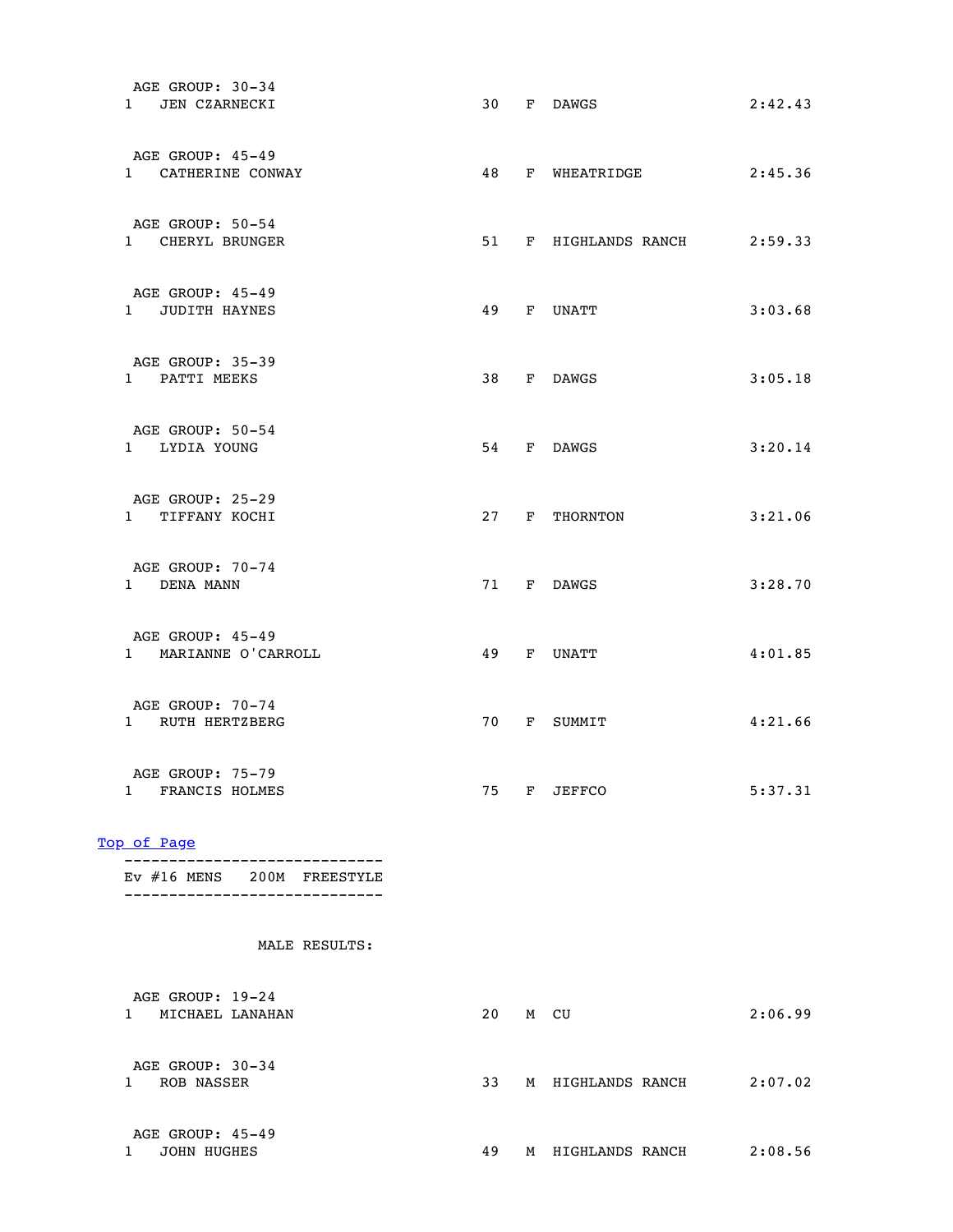AGE GROUP: 30-34

| Place | Name | Age | Sex | Team | Time |
|---|---|---|---|---|---|
| 1 | JEN CZARNECKI | 30 | F | DAWGS | 2:42.43 |

AGE GROUP: 45-49

| Place | Name | Age | Sex | Team | Time |
|---|---|---|---|---|---|
| 1 | CATHERINE CONWAY | 48 | F | WHEATRIDGE | 2:45.36 |

AGE GROUP: 50-54

| Place | Name | Age | Sex | Team | Time |
|---|---|---|---|---|---|
| 1 | CHERYL BRUNGER | 51 | F | HIGHLANDS RANCH | 2:59.33 |

AGE GROUP: 45-49

| Place | Name | Age | Sex | Team | Time |
|---|---|---|---|---|---|
| 1 | JUDITH HAYNES | 49 | F | UNATT | 3:03.68 |

AGE GROUP: 35-39

| Place | Name | Age | Sex | Team | Time |
|---|---|---|---|---|---|
| 1 | PATTI MEEKS | 38 | F | DAWGS | 3:05.18 |

AGE GROUP: 50-54

| Place | Name | Age | Sex | Team | Time |
|---|---|---|---|---|---|
| 1 | LYDIA YOUNG | 54 | F | DAWGS | 3:20.14 |

AGE GROUP: 25-29

| Place | Name | Age | Sex | Team | Time |
|---|---|---|---|---|---|
| 1 | TIFFANY KOCHI | 27 | F | THORNTON | 3:21.06 |

AGE GROUP: 70-74

| Place | Name | Age | Sex | Team | Time |
|---|---|---|---|---|---|
| 1 | DENA MANN | 71 | F | DAWGS | 3:28.70 |

AGE GROUP: 45-49

| Place | Name | Age | Sex | Team | Time |
|---|---|---|---|---|---|
| 1 | MARIANNE O'CARROLL | 49 | F | UNATT | 4:01.85 |

AGE GROUP: 70-74

| Place | Name | Age | Sex | Team | Time |
|---|---|---|---|---|---|
| 1 | RUTH HERTZBERG | 70 | F | SUMMIT | 4:21.66 |

AGE GROUP: 75-79

| Place | Name | Age | Sex | Team | Time |
|---|---|---|---|---|---|
| 1 | FRANCIS HOLMES | 75 | F | JEFFCO | 5:37.31 |

Top of Page

## Ev #16 MENS 200M FREESTYLE

MALE RESULTS:

AGE GROUP: 19-24

| Place | Name | Age | Sex | Team | Time |
|---|---|---|---|---|---|
| 1 | MICHAEL LANAHAN | 20 | M | CU | 2:06.99 |

AGE GROUP: 30-34

| Place | Name | Age | Sex | Team | Time |
|---|---|---|---|---|---|
| 1 | ROB NASSER | 33 | M | HIGHLANDS RANCH | 2:07.02 |

AGE GROUP: 45-49

| Place | Name | Age | Sex | Team | Time |
|---|---|---|---|---|---|
| 1 | JOHN HUGHES | 49 | M | HIGHLANDS RANCH | 2:08.56 |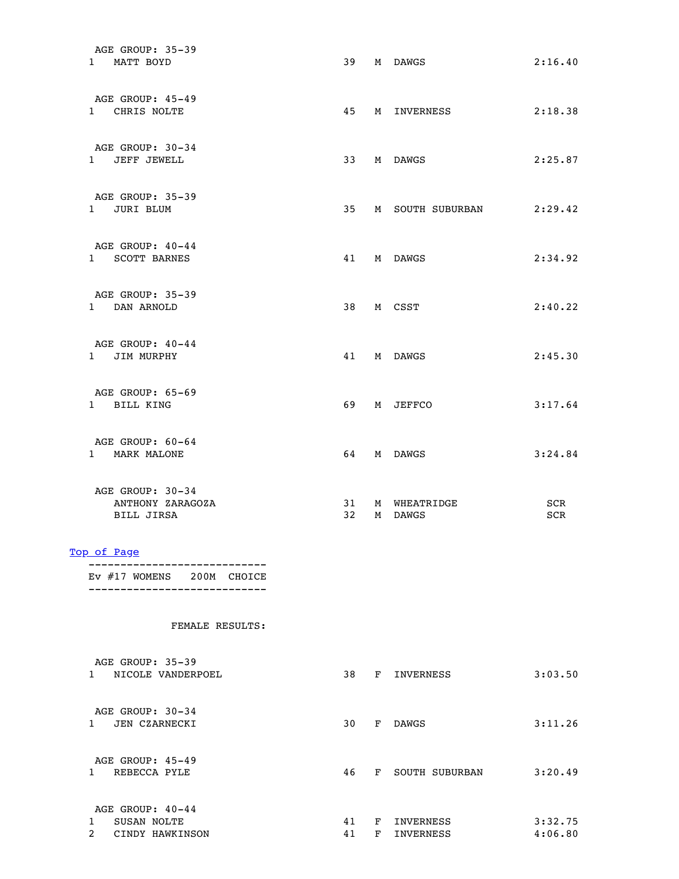AGE GROUP: 35-39

| Place | Name | Age | Sex | Team | Time |
|---|---|---|---|---|---|
| 1 | MATT BOYD | 39 | M | DAWGS | 2:16.40 |

AGE GROUP: 45-49

| Place | Name | Age | Sex | Team | Time |
|---|---|---|---|---|---|
| 1 | CHRIS NOLTE | 45 | M | INVERNESS | 2:18.38 |

AGE GROUP: 30-34

| Place | Name | Age | Sex | Team | Time |
|---|---|---|---|---|---|
| 1 | JEFF JEWELL | 33 | M | DAWGS | 2:25.87 |

AGE GROUP: 35-39

| Place | Name | Age | Sex | Team | Time |
|---|---|---|---|---|---|
| 1 | JURI BLUM | 35 | M | SOUTH SUBURBAN | 2:29.42 |

AGE GROUP: 40-44

| Place | Name | Age | Sex | Team | Time |
|---|---|---|---|---|---|
| 1 | SCOTT BARNES | 41 | M | DAWGS | 2:34.92 |

AGE GROUP: 35-39

| Place | Name | Age | Sex | Team | Time |
|---|---|---|---|---|---|
| 1 | DAN ARNOLD | 38 | M | CSST | 2:40.22 |

AGE GROUP: 40-44

| Place | Name | Age | Sex | Team | Time |
|---|---|---|---|---|---|
| 1 | JIM MURPHY | 41 | M | DAWGS | 2:45.30 |

AGE GROUP: 65-69

| Place | Name | Age | Sex | Team | Time |
|---|---|---|---|---|---|
| 1 | BILL KING | 69 | M | JEFFCO | 3:17.64 |

AGE GROUP: 60-64

| Place | Name | Age | Sex | Team | Time |
|---|---|---|---|---|---|
| 1 | MARK MALONE | 64 | M | DAWGS | 3:24.84 |

AGE GROUP: 30-34

| Place | Name | Age | Sex | Team | Time |
|---|---|---|---|---|---|
| | ANTHONY ZARAGOZA | 31 | M | WHEATRIDGE | SCR |
| | BILL JIRSA | 32 | M | DAWGS | SCR |

Top of Page

---

## Ev #17 WOMENS 200M CHOICE

---

FEMALE RESULTS:

AGE GROUP: 35-39

| Place | Name | Age | Sex | Team | Time |
|---|---|---|---|---|---|
| 1 | NICOLE VANDERPOEL | 38 | F | INVERNESS | 3:03.50 |

AGE GROUP: 30-34

| Place | Name | Age | Sex | Team | Time |
|---|---|---|---|---|---|
| 1 | JEN CZARNECKI | 30 | F | DAWGS | 3:11.26 |

AGE GROUP: 45-49

| Place | Name | Age | Sex | Team | Time |
|---|---|---|---|---|---|
| 1 | REBECCA PYLE | 46 | F | SOUTH SUBURBAN | 3:20.49 |

AGE GROUP: 40-44

| Place | Name | Age | Sex | Team | Time |
|---|---|---|---|---|---|
| 1 | SUSAN NOLTE | 41 | F | INVERNESS | 3:32.75 |
| 2 | CINDY HAWKINSON | 41 | F | INVERNESS | 4:06.80 |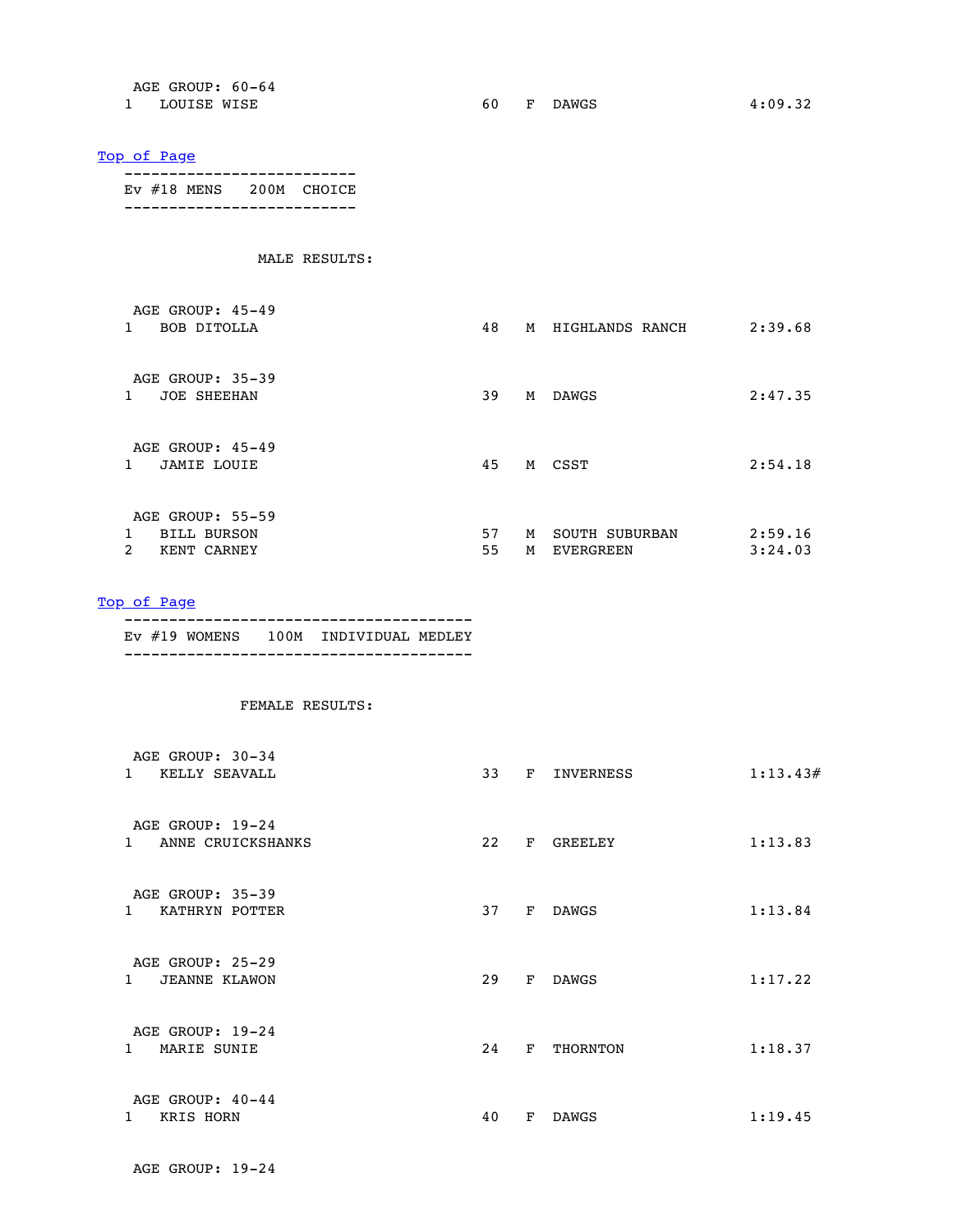AGE GROUP: 60-64

| | | | | | |
|---|---|---|---|---|---|
| 1 | LOUISE WISE | 60 | F | DAWGS | 4:09.32 |

[Top of Page]

---

Ev #18 MENS 200M CHOICE

---

MALE RESULTS:

AGE GROUP: 45-49

| | | | | | |
|---|---|---|---|---|---|
| 1 | BOB DITOLLA | 48 | M | HIGHLANDS RANCH | 2:39.68 |

AGE GROUP: 35-39

| | | | | | |
|---|---|---|---|---|---|
| 1 | JOE SHEEHAN | 39 | M | DAWGS | 2:47.35 |

AGE GROUP: 45-49

| | | | | | |
|---|---|---|---|---|---|
| 1 | JAMIE LOUIE | 45 | M | CSST | 2:54.18 |

AGE GROUP: 55-59

| | | | | | |
|---|---|---|---|---|---|
| 1 | BILL BURSON | 57 | M | SOUTH SUBURBAN | 2:59.16 |
| 2 | KENT CARNEY | 55 | M | EVERGREEN | 3:24.03 |

[Top of Page]

---

Ev #19 WOMENS 100M INDIVIDUAL MEDLEY

---

FEMALE RESULTS:

AGE GROUP: 30-34

| | | | | | |
|---|---|---|---|---|---|
| 1 | KELLY SEAVALL | 33 | F | INVERNESS | 1:13.43# |

AGE GROUP: 19-24

| | | | | | |
|---|---|---|---|---|---|
| 1 | ANNE CRUICKSHANKS | 22 | F | GREELEY | 1:13.83 |

AGE GROUP: 35-39

| | | | | | |
|---|---|---|---|---|---|
| 1 | KATHRYN POTTER | 37 | F | DAWGS | 1:13.84 |

AGE GROUP: 25-29

| | | | | | |
|---|---|---|---|---|---|
| 1 | JEANNE KLAWON | 29 | F | DAWGS | 1:17.22 |

AGE GROUP: 19-24

| | | | | | |
|---|---|---|---|---|---|
| 1 | MARIE SUNIE | 24 | F | THORNTON | 1:18.37 |

AGE GROUP: 40-44

| | | | | | |
|---|---|---|---|---|---|
| 1 | KRIS HORN | 40 | F | DAWGS | 1:19.45 |

AGE GROUP: 19-24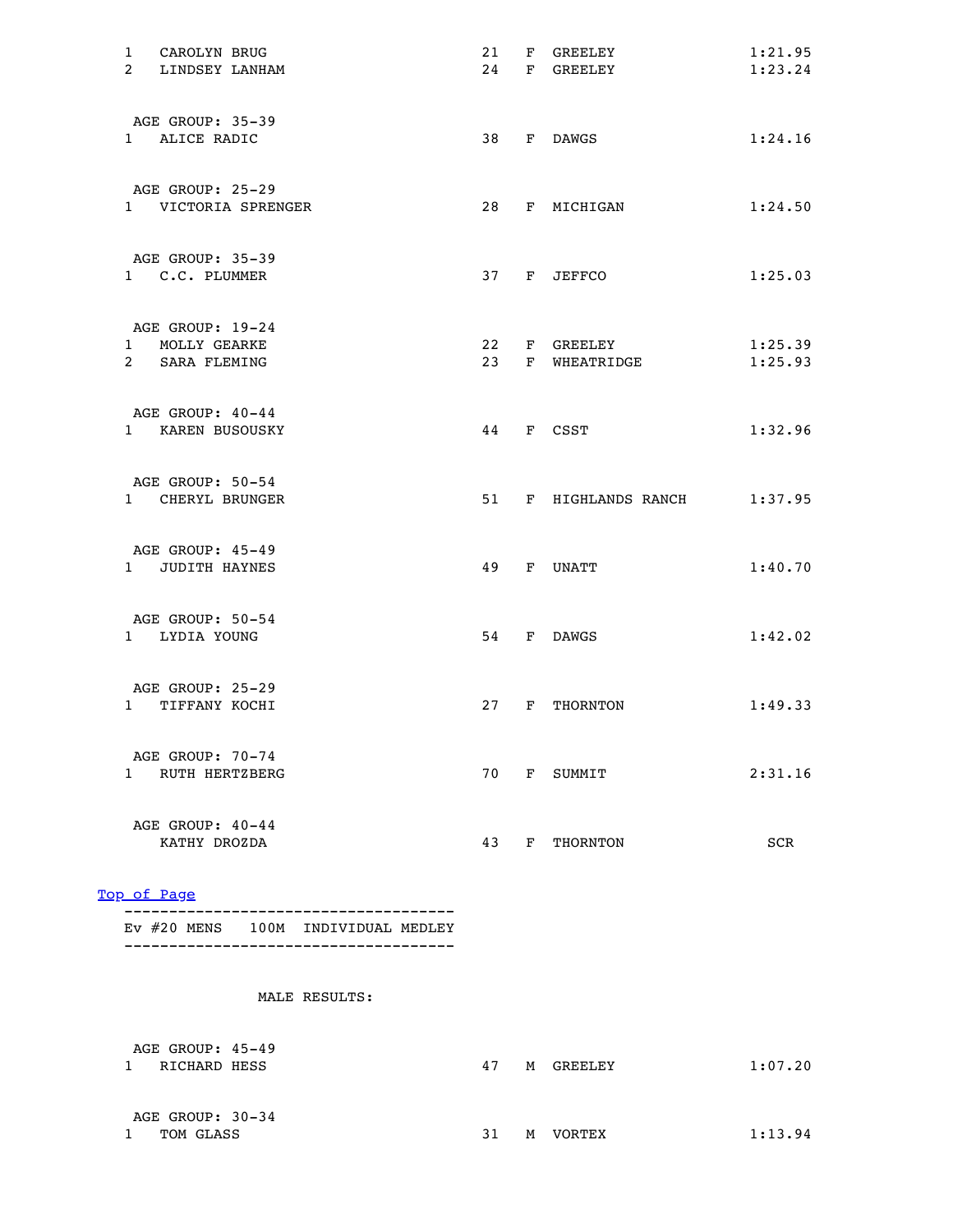```
1   CAROLYN BRUG                         21   F  GREELEY              1:21.95
2   LINDSEY LANHAM                       24   F  GREELEY              1:23.24


 AGE GROUP: 35-39
1   ALICE RADIC                          38   F  DAWGS                1:24.16


 AGE GROUP: 25-29
1   VICTORIA SPRENGER                    28   F  MICHIGAN             1:24.50


 AGE GROUP: 35-39
1   C.C. PLUMMER                         37   F  JEFFCO               1:25.03


 AGE GROUP: 19-24
1   MOLLY GEARKE                         22   F  GREELEY              1:25.39
2   SARA FLEMING                         23   F  WHEATRIDGE           1:25.93


 AGE GROUP: 40-44
1   KAREN BUSOUSKY                       44   F  CSST                 1:32.96


 AGE GROUP: 50-54
1   CHERYL BRUNGER                       51   F  HIGHLANDS RANCH      1:37.95


 AGE GROUP: 45-49
1   JUDITH HAYNES                        49   F  UNATT                1:40.70


 AGE GROUP: 50-54
1   LYDIA YOUNG                          54   F  DAWGS                1:42.02


 AGE GROUP: 25-29
1   TIFFANY KOCHI                        27   F  THORNTON             1:49.33


 AGE GROUP: 70-74
1   RUTH HERTZBERG                       70   F  SUMMIT               2:31.16


 AGE GROUP: 40-44
    KATHY DROZDA                         43   F  THORNTON               SCR
```

Top of Page

```
------------------------------------
Ev #20 MENS   100M  INDIVIDUAL MEDLEY
------------------------------------


                  MALE RESULTS:


 AGE GROUP: 45-49
1   RICHARD HESS                         47   M  GREELEY              1:07.20


 AGE GROUP: 30-34
1   TOM GLASS                            31   M  VORTEX               1:13.94
```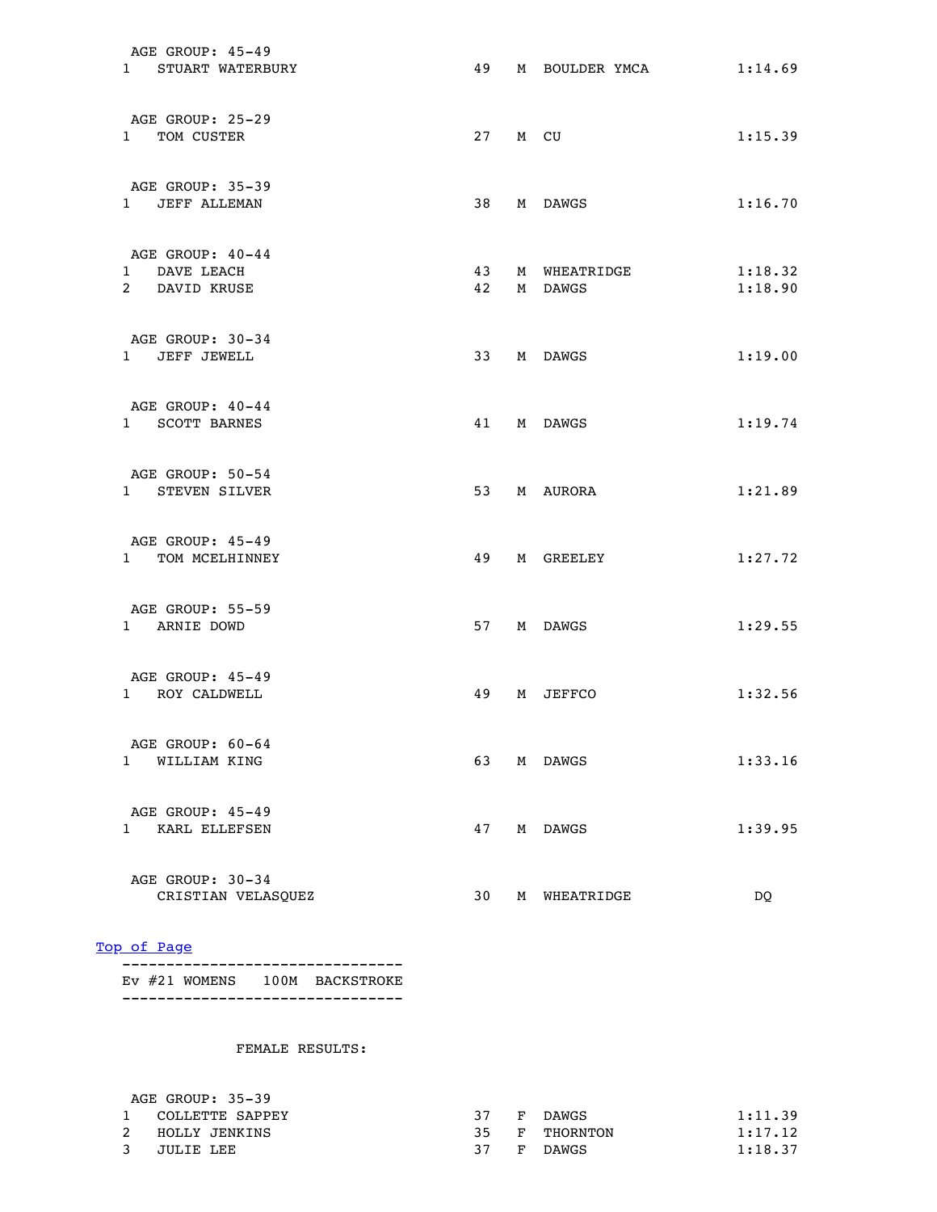AGE GROUP: 45-49

| Place | Name | Age | Sex | Team | Time |
|---|---|---|---|---|---|
| 1 | STUART WATERBURY | 49 | M | BOULDER YMCA | 1:14.69 |

AGE GROUP: 25-29

| Place | Name | Age | Sex | Team | Time |
|---|---|---|---|---|---|
| 1 | TOM CUSTER | 27 | M | CU | 1:15.39 |

AGE GROUP: 35-39

| Place | Name | Age | Sex | Team | Time |
|---|---|---|---|---|---|
| 1 | JEFF ALLEMAN | 38 | M | DAWGS | 1:16.70 |

AGE GROUP: 40-44

| Place | Name | Age | Sex | Team | Time |
|---|---|---|---|---|---|
| 1 | DAVE LEACH | 43 | M | WHEATRIDGE | 1:18.32 |
| 2 | DAVID KRUSE | 42 | M | DAWGS | 1:18.90 |

AGE GROUP: 30-34

| Place | Name | Age | Sex | Team | Time |
|---|---|---|---|---|---|
| 1 | JEFF JEWELL | 33 | M | DAWGS | 1:19.00 |

AGE GROUP: 40-44

| Place | Name | Age | Sex | Team | Time |
|---|---|---|---|---|---|
| 1 | SCOTT BARNES | 41 | M | DAWGS | 1:19.74 |

AGE GROUP: 50-54

| Place | Name | Age | Sex | Team | Time |
|---|---|---|---|---|---|
| 1 | STEVEN SILVER | 53 | M | AURORA | 1:21.89 |

AGE GROUP: 45-49

| Place | Name | Age | Sex | Team | Time |
|---|---|---|---|---|---|
| 1 | TOM MCELHINNEY | 49 | M | GREELEY | 1:27.72 |

AGE GROUP: 55-59

| Place | Name | Age | Sex | Team | Time |
|---|---|---|---|---|---|
| 1 | ARNIE DOWD | 57 | M | DAWGS | 1:29.55 |

AGE GROUP: 45-49

| Place | Name | Age | Sex | Team | Time |
|---|---|---|---|---|---|
| 1 | ROY CALDWELL | 49 | M | JEFFCO | 1:32.56 |

AGE GROUP: 60-64

| Place | Name | Age | Sex | Team | Time |
|---|---|---|---|---|---|
| 1 | WILLIAM KING | 63 | M | DAWGS | 1:33.16 |

AGE GROUP: 45-49

| Place | Name | Age | Sex | Team | Time |
|---|---|---|---|---|---|
| 1 | KARL ELLEFSEN | 47 | M | DAWGS | 1:39.95 |

AGE GROUP: 30-34

| Place | Name | Age | Sex | Team | Time |
|---|---|---|---|---|---|
| | CRISTIAN VELASQUEZ | 30 | M | WHEATRIDGE | DQ |

Top of Page

## Ev #21 WOMENS 100M BACKSTROKE

FEMALE RESULTS:

AGE GROUP: 35-39

| Place | Name | Age | Sex | Team | Time |
|---|---|---|---|---|---|
| 1 | COLLETTE SAPPEY | 37 | F | DAWGS | 1:11.39 |
| 2 | HOLLY JENKINS | 35 | F | THORNTON | 1:17.12 |
| 3 | JULIE LEE | 37 | F | DAWGS | 1:18.37 |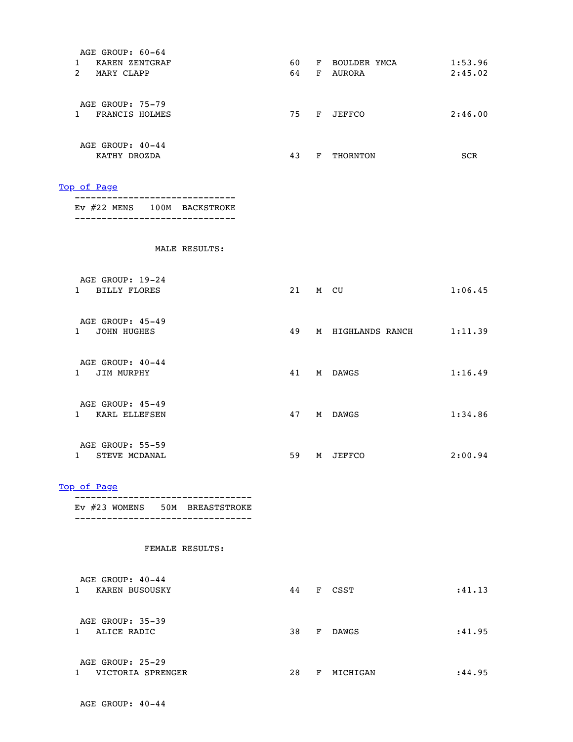AGE GROUP: 60-64

| Place | Name | Age | Sex | Team | Time |
|---|---|---|---|---|---|
| 1 | KAREN ZENTGRAF | 60 | F | BOULDER YMCA | 1:53.96 |
| 2 | MARY CLAPP | 64 | F | AURORA | 2:45.02 |

AGE GROUP: 75-79

| Place | Name | Age | Sex | Team | Time |
|---|---|---|---|---|---|
| 1 | FRANCIS HOLMES | 75 | F | JEFFCO | 2:46.00 |

AGE GROUP: 40-44

| Place | Name | Age | Sex | Team | Time |
|---|---|---|---|---|---|
| | KATHY DROZDA | 43 | F | THORNTON | SCR |

Top of Page

------------------------------
Ev #22 MENS 100M BACKSTROKE
------------------------------

MALE RESULTS:

AGE GROUP: 19-24

| Place | Name | Age | Sex | Team | Time |
|---|---|---|---|---|---|
| 1 | BILLY FLORES | 21 | M | CU | 1:06.45 |

AGE GROUP: 45-49

| Place | Name | Age | Sex | Team | Time |
|---|---|---|---|---|---|
| 1 | JOHN HUGHES | 49 | M | HIGHLANDS RANCH | 1:11.39 |

AGE GROUP: 40-44

| Place | Name | Age | Sex | Team | Time |
|---|---|---|---|---|---|
| 1 | JIM MURPHY | 41 | M | DAWGS | 1:16.49 |

AGE GROUP: 45-49

| Place | Name | Age | Sex | Team | Time |
|---|---|---|---|---|---|
| 1 | KARL ELLEFSEN | 47 | M | DAWGS | 1:34.86 |

AGE GROUP: 55-59

| Place | Name | Age | Sex | Team | Time |
|---|---|---|---|---|---|
| 1 | STEVE MCDANAL | 59 | M | JEFFCO | 2:00.94 |

Top of Page

--------------------------------
Ev #23 WOMENS 50M BREASTSTROKE
--------------------------------

FEMALE RESULTS:

AGE GROUP: 40-44

| Place | Name | Age | Sex | Team | Time |
|---|---|---|---|---|---|
| 1 | KAREN BUSOUSKY | 44 | F | CSST | :41.13 |

AGE GROUP: 35-39

| Place | Name | Age | Sex | Team | Time |
|---|---|---|---|---|---|
| 1 | ALICE RADIC | 38 | F | DAWGS | :41.95 |

AGE GROUP: 25-29

| Place | Name | Age | Sex | Team | Time |
|---|---|---|---|---|---|
| 1 | VICTORIA SPRENGER | 28 | F | MICHIGAN | :44.95 |

AGE GROUP: 40-44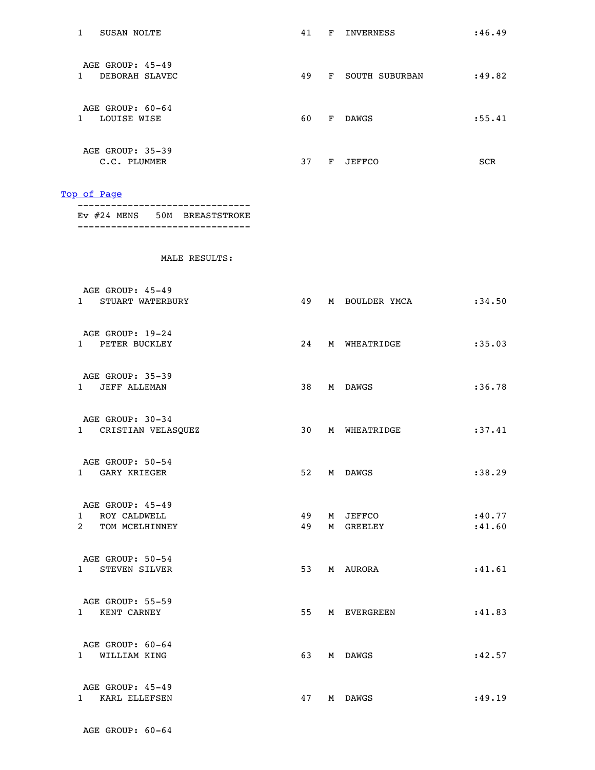```
1   SUSAN NOLTE                        41   F  INVERNESS              :46.49


 AGE GROUP: 45-49
1   DEBORAH SLAVEC                     49   F  SOUTH SUBURBAN         :49.82


 AGE GROUP: 60-64
1   LOUISE WISE                        60   F  DAWGS                  :55.41


 AGE GROUP: 35-39
    C.C. PLUMMER                       37   F  JEFFCO                  SCR
```

Top of Page

```
-------------------------------
Ev #24 MENS    50M  BREASTSTROKE
-------------------------------


               MALE RESULTS:


 AGE GROUP: 45-49
1   STUART WATERBURY                   49   M  BOULDER YMCA           :34.50


 AGE GROUP: 19-24
1   PETER BUCKLEY                      24   M  WHEATRIDGE             :35.03


 AGE GROUP: 35-39
1   JEFF ALLEMAN                       38   M  DAWGS                  :36.78


 AGE GROUP: 30-34
1   CRISTIAN VELASQUEZ                 30   M  WHEATRIDGE             :37.41


 AGE GROUP: 50-54
1   GARY KRIEGER                       52   M  DAWGS                  :38.29


 AGE GROUP: 45-49
1   ROY CALDWELL                       49   M  JEFFCO                 :40.77
2   TOM MCELHINNEY                     49   M  GREELEY                :41.60


 AGE GROUP: 50-54
1   STEVEN SILVER                      53   M  AURORA                 :41.61


 AGE GROUP: 55-59
1   KENT CARNEY                        55   M  EVERGREEN              :41.83


 AGE GROUP: 60-64
1   WILLIAM KING                       63   M  DAWGS                  :42.57


 AGE GROUP: 45-49
1   KARL ELLEFSEN                      47   M  DAWGS                  :49.19


 AGE GROUP: 60-64
```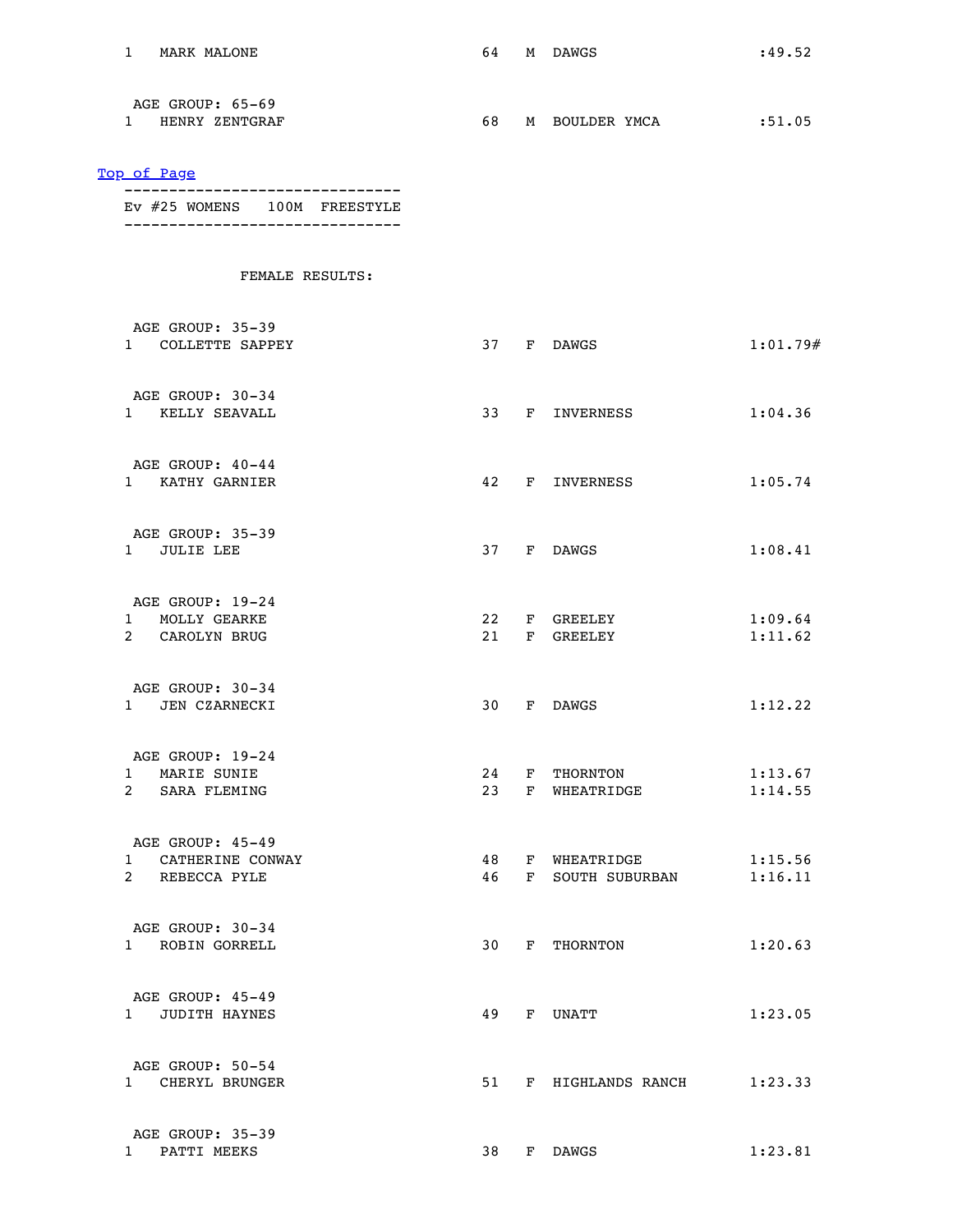1 MARK MALONE 64 M DAWGS :49.52

AGE GROUP: 65-69

1 HENRY ZENTGRAF 68 M BOULDER YMCA :51.05

[Top of Page]

-------------------------------
Ev #25 WOMENS 100M FREESTYLE
-------------------------------

FEMALE RESULTS:

AGE GROUP: 35-39

1 COLLETTE SAPPEY 37 F DAWGS 1:01.79#

AGE GROUP: 30-34

1 KELLY SEAVALL 33 F INVERNESS 1:04.36

AGE GROUP: 40-44

1 KATHY GARNIER 42 F INVERNESS 1:05.74

AGE GROUP: 35-39

1 JULIE LEE 37 F DAWGS 1:08.41

AGE GROUP: 19-24

1 MOLLY GEARKE 22 F GREELEY 1:09.64
2 CAROLYN BRUG 21 F GREELEY 1:11.62

AGE GROUP: 30-34

1 JEN CZARNECKI 30 F DAWGS 1:12.22

AGE GROUP: 19-24

1 MARIE SUNIE 24 F THORNTON 1:13.67
2 SARA FLEMING 23 F WHEATRIDGE 1:14.55

AGE GROUP: 45-49

1 CATHERINE CONWAY 48 F WHEATRIDGE 1:15.56
2 REBECCA PYLE 46 F SOUTH SUBURBAN 1:16.11

AGE GROUP: 30-34

1 ROBIN GORRELL 30 F THORNTON 1:20.63

AGE GROUP: 45-49

1 JUDITH HAYNES 49 F UNATT 1:23.05

AGE GROUP: 50-54

1 CHERYL BRUNGER 51 F HIGHLANDS RANCH 1:23.33

AGE GROUP: 35-39

1 PATTI MEEKS 38 F DAWGS 1:23.81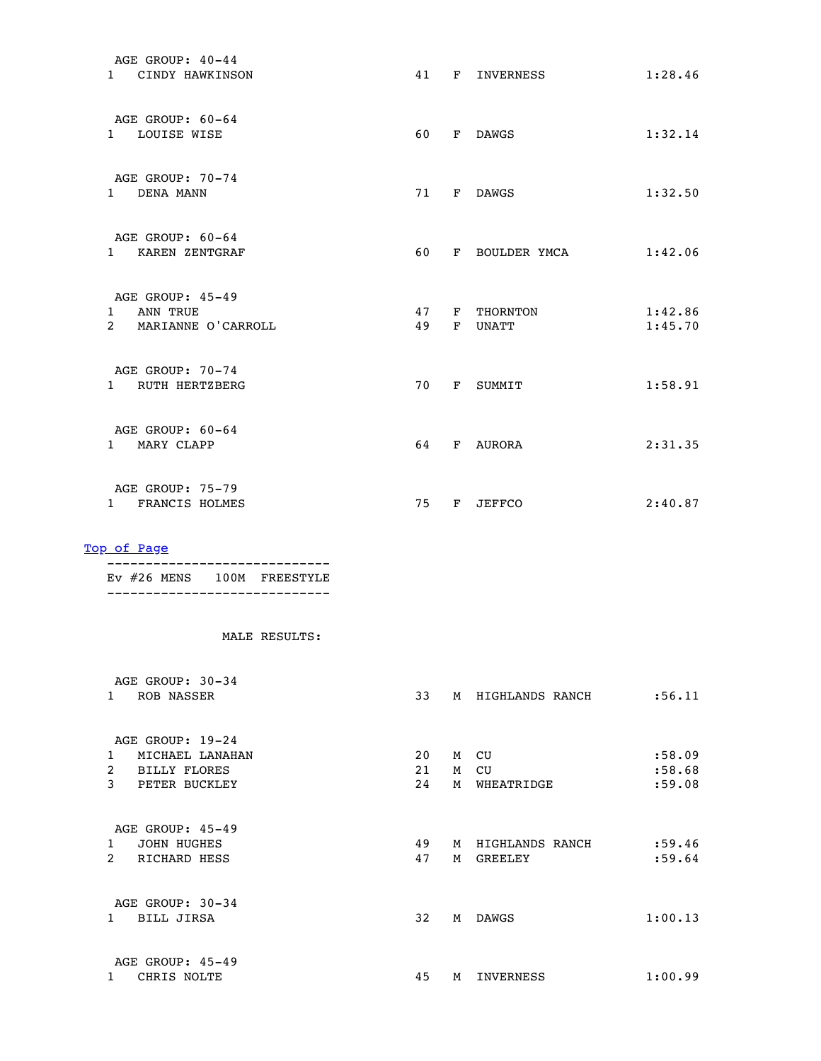AGE GROUP: 40-44

| | | | | | |
|---|---|---|---|---|---|
| 1 | CINDY HAWKINSON | 41 | F | INVERNESS | 1:28.46 |

AGE GROUP: 60-64

| | | | | | |
|---|---|---|---|---|---|
| 1 | LOUISE WISE | 60 | F | DAWGS | 1:32.14 |

AGE GROUP: 70-74

| | | | | | |
|---|---|---|---|---|---|
| 1 | DENA MANN | 71 | F | DAWGS | 1:32.50 |

AGE GROUP: 60-64

| | | | | | |
|---|---|---|---|---|---|
| 1 | KAREN ZENTGRAF | 60 | F | BOULDER YMCA | 1:42.06 |

AGE GROUP: 45-49

| | | | | | |
|---|---|---|---|---|---|
| 1 | ANN TRUE | 47 | F | THORNTON | 1:42.86 |
| 2 | MARIANNE O'CARROLL | 49 | F | UNATT | 1:45.70 |

AGE GROUP: 70-74

| | | | | | |
|---|---|---|---|---|---|
| 1 | RUTH HERTZBERG | 70 | F | SUMMIT | 1:58.91 |

AGE GROUP: 60-64

| | | | | | |
|---|---|---|---|---|---|
| 1 | MARY CLAPP | 64 | F | AURORA | 2:31.35 |

AGE GROUP: 75-79

| | | | | | |
|---|---|---|---|---|---|
| 1 | FRANCIS HOLMES | 75 | F | JEFFCO | 2:40.87 |

[Top of Page]

-----------------------------
Ev #26 MENS 100M FREESTYLE
-----------------------------

MALE RESULTS:

AGE GROUP: 30-34

| | | | | | |
|---|---|---|---|---|---|
| 1 | ROB NASSER | 33 | M | HIGHLANDS RANCH | :56.11 |

AGE GROUP: 19-24

| | | | | | |
|---|---|---|---|---|---|
| 1 | MICHAEL LANAHAN | 20 | M | CU | :58.09 |
| 2 | BILLY FLORES | 21 | M | CU | :58.68 |
| 3 | PETER BUCKLEY | 24 | M | WHEATRIDGE | :59.08 |

AGE GROUP: 45-49

| | | | | | |
|---|---|---|---|---|---|
| 1 | JOHN HUGHES | 49 | M | HIGHLANDS RANCH | :59.46 |
| 2 | RICHARD HESS | 47 | M | GREELEY | :59.64 |

AGE GROUP: 30-34

| | | | | | |
|---|---|---|---|---|---|
| 1 | BILL JIRSA | 32 | M | DAWGS | 1:00.13 |

AGE GROUP: 45-49

| | | | | | |
|---|---|---|---|---|---|
| 1 | CHRIS NOLTE | 45 | M | INVERNESS | 1:00.99 |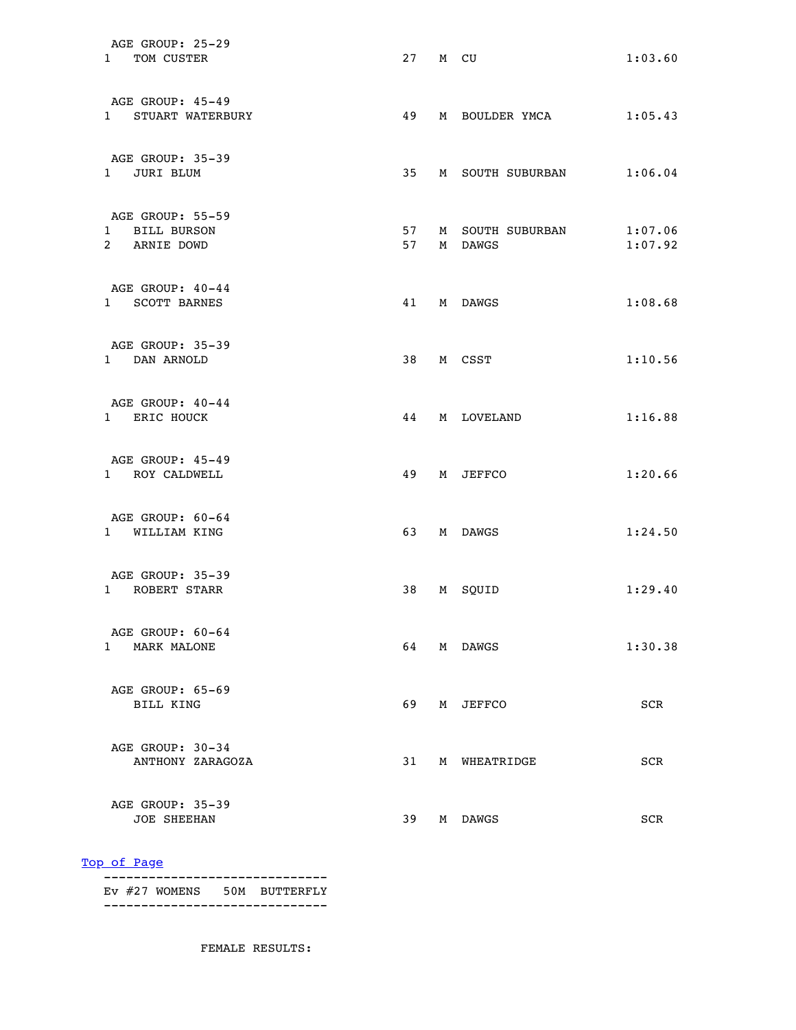AGE GROUP: 25-29

| Place | Name | Age | Sex | Team | Time |
|---|---|---|---|---|---|
| 1 | TOM CUSTER | 27 | M | CU | 1:03.60 |

AGE GROUP: 45-49

| Place | Name | Age | Sex | Team | Time |
|---|---|---|---|---|---|
| 1 | STUART WATERBURY | 49 | M | BOULDER YMCA | 1:05.43 |

AGE GROUP: 35-39

| Place | Name | Age | Sex | Team | Time |
|---|---|---|---|---|---|
| 1 | JURI BLUM | 35 | M | SOUTH SUBURBAN | 1:06.04 |

AGE GROUP: 55-59

| Place | Name | Age | Sex | Team | Time |
|---|---|---|---|---|---|
| 1 | BILL BURSON | 57 | M | SOUTH SUBURBAN | 1:07.06 |
| 2 | ARNIE DOWD | 57 | M | DAWGS | 1:07.92 |

AGE GROUP: 40-44

| Place | Name | Age | Sex | Team | Time |
|---|---|---|---|---|---|
| 1 | SCOTT BARNES | 41 | M | DAWGS | 1:08.68 |

AGE GROUP: 35-39

| Place | Name | Age | Sex | Team | Time |
|---|---|---|---|---|---|
| 1 | DAN ARNOLD | 38 | M | CSST | 1:10.56 |

AGE GROUP: 40-44

| Place | Name | Age | Sex | Team | Time |
|---|---|---|---|---|---|
| 1 | ERIC HOUCK | 44 | M | LOVELAND | 1:16.88 |

AGE GROUP: 45-49

| Place | Name | Age | Sex | Team | Time |
|---|---|---|---|---|---|
| 1 | ROY CALDWELL | 49 | M | JEFFCO | 1:20.66 |

AGE GROUP: 60-64

| Place | Name | Age | Sex | Team | Time |
|---|---|---|---|---|---|
| 1 | WILLIAM KING | 63 | M | DAWGS | 1:24.50 |

AGE GROUP: 35-39

| Place | Name | Age | Sex | Team | Time |
|---|---|---|---|---|---|
| 1 | ROBERT STARR | 38 | M | SQUID | 1:29.40 |

AGE GROUP: 60-64

| Place | Name | Age | Sex | Team | Time |
|---|---|---|---|---|---|
| 1 | MARK MALONE | 64 | M | DAWGS | 1:30.38 |

AGE GROUP: 65-69

| Place | Name | Age | Sex | Team | Time |
|---|---|---|---|---|---|
| | BILL KING | 69 | M | JEFFCO | SCR |

AGE GROUP: 30-34

| Place | Name | Age | Sex | Team | Time |
|---|---|---|---|---|---|
| | ANTHONY ZARAGOZA | 31 | M | WHEATRIDGE | SCR |

AGE GROUP: 35-39

| Place | Name | Age | Sex | Team | Time |
|---|---|---|---|---|---|
| | JOE SHEEHAN | 39 | M | DAWGS | SCR |

Top of Page

------------------------------
Ev #27 WOMENS 50M BUTTERFLY
------------------------------

FEMALE RESULTS: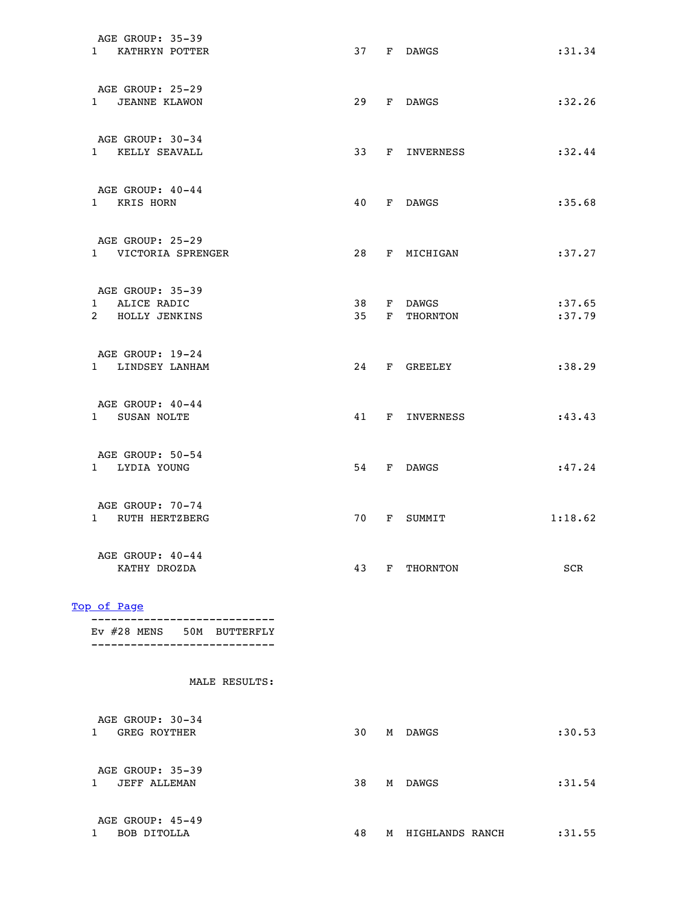AGE GROUP: 35-39

| Place | Name | Age | Sex | Team | Time |
|---|---|---|---|---|---|
| 1 | KATHRYN POTTER | 37 | F | DAWGS | :31.34 |

AGE GROUP: 25-29

| Place | Name | Age | Sex | Team | Time |
|---|---|---|---|---|---|
| 1 | JEANNE KLAWON | 29 | F | DAWGS | :32.26 |

AGE GROUP: 30-34

| Place | Name | Age | Sex | Team | Time |
|---|---|---|---|---|---|
| 1 | KELLY SEAVALL | 33 | F | INVERNESS | :32.44 |

AGE GROUP: 40-44

| Place | Name | Age | Sex | Team | Time |
|---|---|---|---|---|---|
| 1 | KRIS HORN | 40 | F | DAWGS | :35.68 |

AGE GROUP: 25-29

| Place | Name | Age | Sex | Team | Time |
|---|---|---|---|---|---|
| 1 | VICTORIA SPRENGER | 28 | F | MICHIGAN | :37.27 |

AGE GROUP: 35-39

| Place | Name | Age | Sex | Team | Time |
|---|---|---|---|---|---|
| 1 | ALICE RADIC | 38 | F | DAWGS | :37.65 |
| 2 | HOLLY JENKINS | 35 | F | THORNTON | :37.79 |

AGE GROUP: 19-24

| Place | Name | Age | Sex | Team | Time |
|---|---|---|---|---|---|
| 1 | LINDSEY LANHAM | 24 | F | GREELEY | :38.29 |

AGE GROUP: 40-44

| Place | Name | Age | Sex | Team | Time |
|---|---|---|---|---|---|
| 1 | SUSAN NOLTE | 41 | F | INVERNESS | :43.43 |

AGE GROUP: 50-54

| Place | Name | Age | Sex | Team | Time |
|---|---|---|---|---|---|
| 1 | LYDIA YOUNG | 54 | F | DAWGS | :47.24 |

AGE GROUP: 70-74

| Place | Name | Age | Sex | Team | Time |
|---|---|---|---|---|---|
| 1 | RUTH HERTZBERG | 70 | F | SUMMIT | 1:18.62 |

AGE GROUP: 40-44

| Place | Name | Age | Sex | Team | Time |
|---|---|---|---|---|---|
| | KATHY DROZDA | 43 | F | THORNTON | SCR |

Top of Page

---

## Ev #28 MENS 50M BUTTERFLY

---

MALE RESULTS:

AGE GROUP: 30-34

| Place | Name | Age | Sex | Team | Time |
|---|---|---|---|---|---|
| 1 | GREG ROYTHER | 30 | M | DAWGS | :30.53 |

AGE GROUP: 35-39

| Place | Name | Age | Sex | Team | Time |
|---|---|---|---|---|---|
| 1 | JEFF ALLEMAN | 38 | M | DAWGS | :31.54 |

AGE GROUP: 45-49

| Place | Name | Age | Sex | Team | Time |
|---|---|---|---|---|---|
| 1 | BOB DITOLLA | 48 | M | HIGHLANDS RANCH | :31.55 |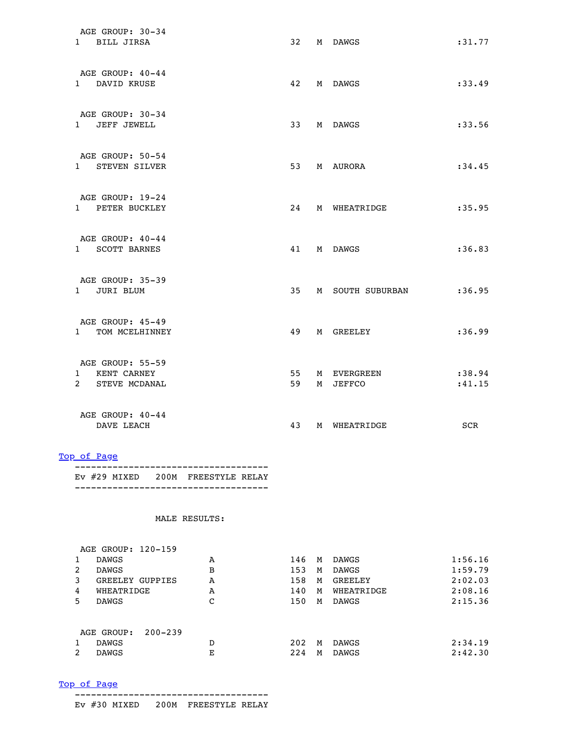AGE GROUP: 30-34

| Place | Name | Age | Sex | Team | Time |
|---|---|---|---|---|---|
| 1 | BILL JIRSA | 32 | M | DAWGS | :31.77 |

AGE GROUP: 40-44

| Place | Name | Age | Sex | Team | Time |
|---|---|---|---|---|---|
| 1 | DAVID KRUSE | 42 | M | DAWGS | :33.49 |

AGE GROUP: 30-34

| Place | Name | Age | Sex | Team | Time |
|---|---|---|---|---|---|
| 1 | JEFF JEWELL | 33 | M | DAWGS | :33.56 |

AGE GROUP: 50-54

| Place | Name | Age | Sex | Team | Time |
|---|---|---|---|---|---|
| 1 | STEVEN SILVER | 53 | M | AURORA | :34.45 |

AGE GROUP: 19-24

| Place | Name | Age | Sex | Team | Time |
|---|---|---|---|---|---|
| 1 | PETER BUCKLEY | 24 | M | WHEATRIDGE | :35.95 |

AGE GROUP: 40-44

| Place | Name | Age | Sex | Team | Time |
|---|---|---|---|---|---|
| 1 | SCOTT BARNES | 41 | M | DAWGS | :36.83 |

AGE GROUP: 35-39

| Place | Name | Age | Sex | Team | Time |
|---|---|---|---|---|---|
| 1 | JURI BLUM | 35 | M | SOUTH SUBURBAN | :36.95 |

AGE GROUP: 45-49

| Place | Name | Age | Sex | Team | Time |
|---|---|---|---|---|---|
| 1 | TOM MCELHINNEY | 49 | M | GREELEY | :36.99 |

AGE GROUP: 55-59

| Place | Name | Age | Sex | Team | Time |
|---|---|---|---|---|---|
| 1 | KENT CARNEY | 55 | M | EVERGREEN | :38.94 |
| 2 | STEVE MCDANAL | 59 | M | JEFFCO | :41.15 |

AGE GROUP: 40-44

| Place | Name | Age | Sex | Team | Time |
|---|---|---|---|---|---|
| | DAVE LEACH | 43 | M | WHEATRIDGE | SCR |

Top of Page

---

Ev #29 MIXED 200M FREESTYLE RELAY

---

MALE RESULTS:

AGE GROUP: 120-159

| Place | Team | Relay | Age | Sex | Club | Time |
|---|---|---|---|---|---|---|
| 1 | DAWGS | A | 146 | M | DAWGS | 1:56.16 |
| 2 | DAWGS | B | 153 | M | DAWGS | 1:59.79 |
| 3 | GREELEY GUPPIES | A | 158 | M | GREELEY | 2:02.03 |
| 4 | WHEATRIDGE | A | 140 | M | WHEATRIDGE | 2:08.16 |
| 5 | DAWGS | C | 150 | M | DAWGS | 2:15.36 |

AGE GROUP: 200-239

| Place | Team | Relay | Age | Sex | Club | Time |
|---|---|---|---|---|---|---|
| 1 | DAWGS | D | 202 | M | DAWGS | 2:34.19 |
| 2 | DAWGS | E | 224 | M | DAWGS | 2:42.30 |

Top of Page

---

Ev #30 MIXED 200M FREESTYLE RELAY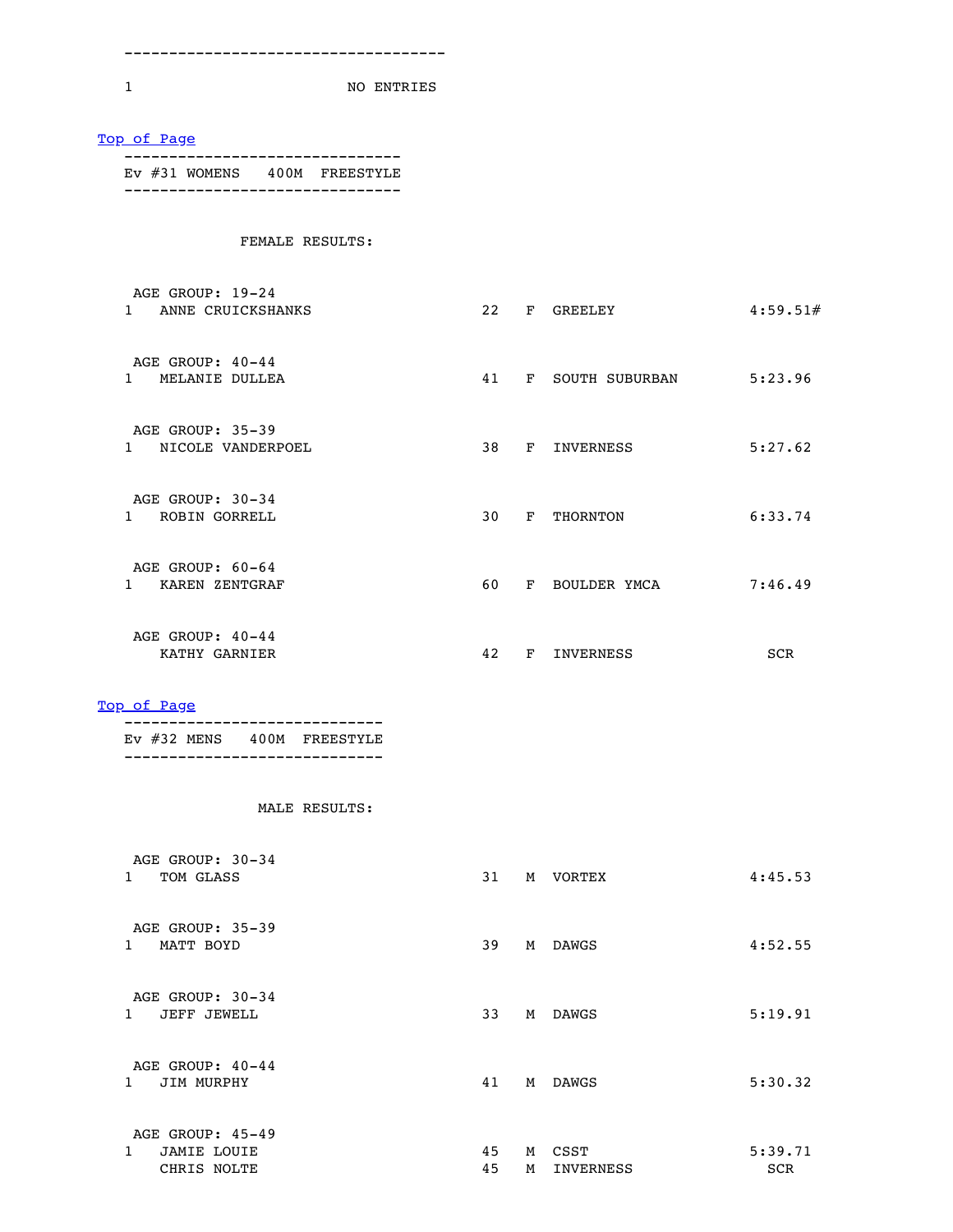1 NO ENTRIES

Top of Page

## Ev #31 WOMENS 400M FREESTYLE

FEMALE RESULTS:

AGE GROUP: 19-24

| Place | Name | Age | Sex | Team | Time |
|---|---|---|---|---|---|
| 1 | ANNE CRUICKSHANKS | 22 | F | GREELEY | 4:59.51# |

AGE GROUP: 40-44

| Place | Name | Age | Sex | Team | Time |
|---|---|---|---|---|---|
| 1 | MELANIE DULLEA | 41 | F | SOUTH SUBURBAN | 5:23.96 |

AGE GROUP: 35-39

| Place | Name | Age | Sex | Team | Time |
|---|---|---|---|---|---|
| 1 | NICOLE VANDERPOEL | 38 | F | INVERNESS | 5:27.62 |

AGE GROUP: 30-34

| Place | Name | Age | Sex | Team | Time |
|---|---|---|---|---|---|
| 1 | ROBIN GORRELL | 30 | F | THORNTON | 6:33.74 |

AGE GROUP: 60-64

| Place | Name | Age | Sex | Team | Time |
|---|---|---|---|---|---|
| 1 | KAREN ZENTGRAF | 60 | F | BOULDER YMCA | 7:46.49 |

AGE GROUP: 40-44

| Place | Name | Age | Sex | Team | Time |
|---|---|---|---|---|---|
| | KATHY GARNIER | 42 | F | INVERNESS | SCR |

Top of Page

## Ev #32 MENS 400M FREESTYLE

MALE RESULTS:

AGE GROUP: 30-34

| Place | Name | Age | Sex | Team | Time |
|---|---|---|---|---|---|
| 1 | TOM GLASS | 31 | M | VORTEX | 4:45.53 |

AGE GROUP: 35-39

| Place | Name | Age | Sex | Team | Time |
|---|---|---|---|---|---|
| 1 | MATT BOYD | 39 | M | DAWGS | 4:52.55 |

AGE GROUP: 30-34

| Place | Name | Age | Sex | Team | Time |
|---|---|---|---|---|---|
| 1 | JEFF JEWELL | 33 | M | DAWGS | 5:19.91 |

AGE GROUP: 40-44

| Place | Name | Age | Sex | Team | Time |
|---|---|---|---|---|---|
| 1 | JIM MURPHY | 41 | M | DAWGS | 5:30.32 |

AGE GROUP: 45-49

| Place | Name | Age | Sex | Team | Time |
|---|---|---|---|---|---|
| 1 | JAMIE LOUIE | 45 | M | CSST | 5:39.71 |
| | CHRIS NOLTE | 45 | M | INVERNESS | SCR |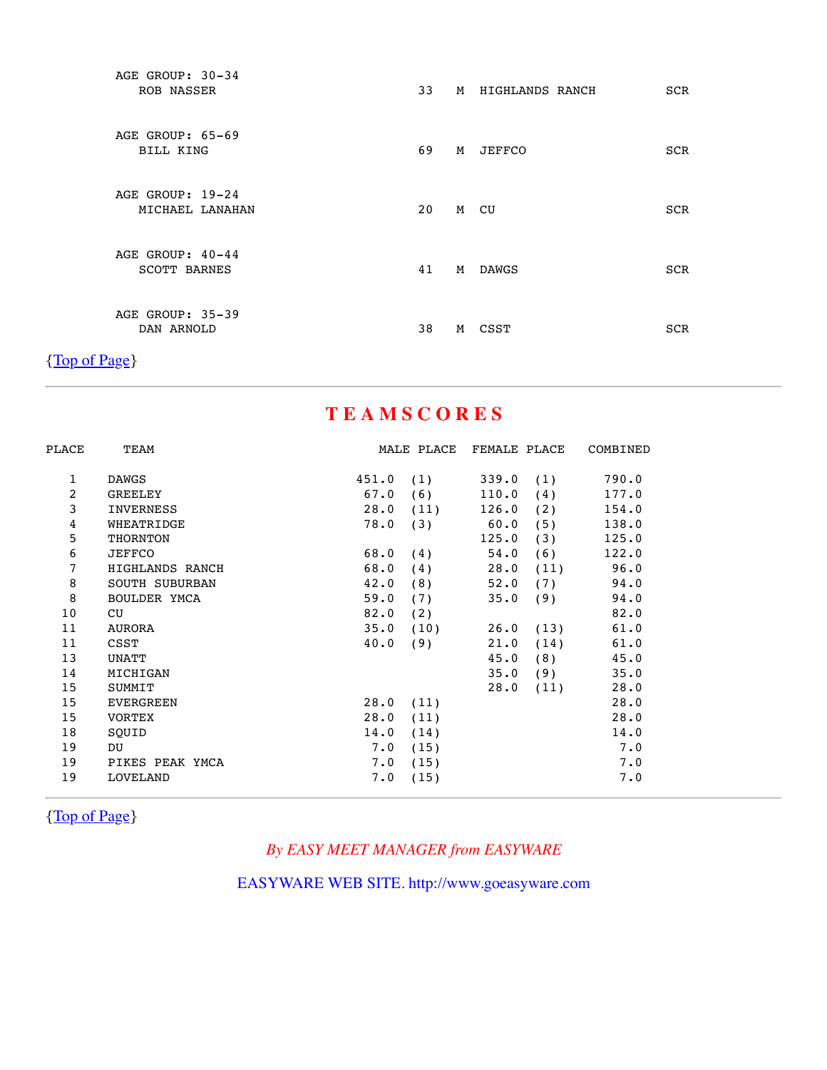AGE GROUP: 30-34

| | | | | |
|---|---|---|---|---|
| ROB NASSER | 33 | M | HIGHLANDS RANCH | SCR |

AGE GROUP: 65-69

| | | | | |
|---|---|---|---|---|
| BILL KING | 69 | M | JEFFCO | SCR |

AGE GROUP: 19-24

| | | | | |
|---|---|---|---|---|
| MICHAEL LANAHAN | 20 | M | CU | SCR |

AGE GROUP: 40-44

| | | | | |
|---|---|---|---|---|
| SCOTT BARNES | 41 | M | DAWGS | SCR |

AGE GROUP: 35-39

| | | | | |
|---|---|---|---|---|
| DAN ARNOLD | 38 | M | CSST | SCR |

{Top of Page}

---

## TEAMSCORES

| PLACE | TEAM | MALE | PLACE | FEMALE | PLACE | COMBINED |
|---|---|---|---|---|---|---|
| 1 | DAWGS | 451.0 | (1) | 339.0 | (1) | 790.0 |
| 2 | GREELEY | 67.0 | (6) | 110.0 | (4) | 177.0 |
| 3 | INVERNESS | 28.0 | (11) | 126.0 | (2) | 154.0 |
| 4 | WHEATRIDGE | 78.0 | (3) | 60.0 | (5) | 138.0 |
| 5 | THORNTON | | | 125.0 | (3) | 125.0 |
| 6 | JEFFCO | 68.0 | (4) | 54.0 | (6) | 122.0 |
| 7 | HIGHLANDS RANCH | 68.0 | (4) | 28.0 | (11) | 96.0 |
| 8 | SOUTH SUBURBAN | 42.0 | (8) | 52.0 | (7) | 94.0 |
| 8 | BOULDER YMCA | 59.0 | (7) | 35.0 | (9) | 94.0 |
| 10 | CU | 82.0 | (2) | | | 82.0 |
| 11 | AURORA | 35.0 | (10) | 26.0 | (13) | 61.0 |
| 11 | CSST | 40.0 | (9) | 21.0 | (14) | 61.0 |
| 13 | UNATT | | | 45.0 | (8) | 45.0 |
| 14 | MICHIGAN | | | 35.0 | (9) | 35.0 |
| 15 | SUMMIT | | | 28.0 | (11) | 28.0 |
| 15 | EVERGREEN | 28.0 | (11) | | | 28.0 |
| 15 | VORTEX | 28.0 | (11) | | | 28.0 |
| 18 | SQUID | 14.0 | (14) | | | 14.0 |
| 19 | DU | 7.0 | (15) | | | 7.0 |
| 19 | PIKES PEAK YMCA | 7.0 | (15) | | | 7.0 |
| 19 | LOVELAND | 7.0 | (15) | | | 7.0 |

---

{Top of Page}

*By EASY MEET MANAGER from EASYWARE*

EASYWARE WEB SITE. http://www.goeasyware.com